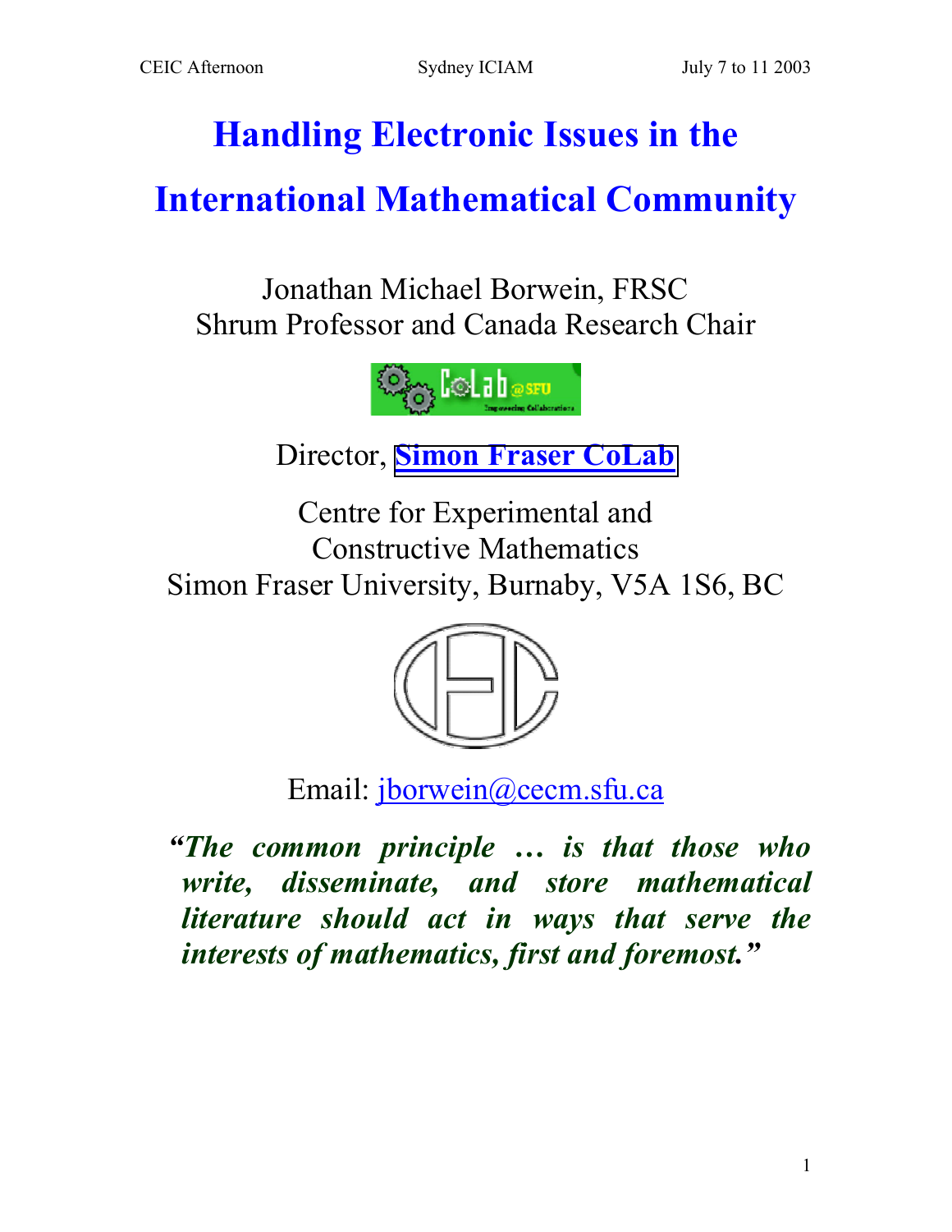# Handling Electronic Issues in the International Mathematical Community

Jonathan Michael Borwein, FRSC
Shrum Professor and Canada Research Chair

Director, **Simon Fraser CoLab**

Centre for Experimental and
Constructive Mathematics
Simon Fraser University, Burnaby, V5A 1S6, BC

Email: jborwein@cecm.sfu.ca

***"The common principle … is that those who write, disseminate, and store mathematical literature should act in ways that serve the interests of mathematics, first and foremost."***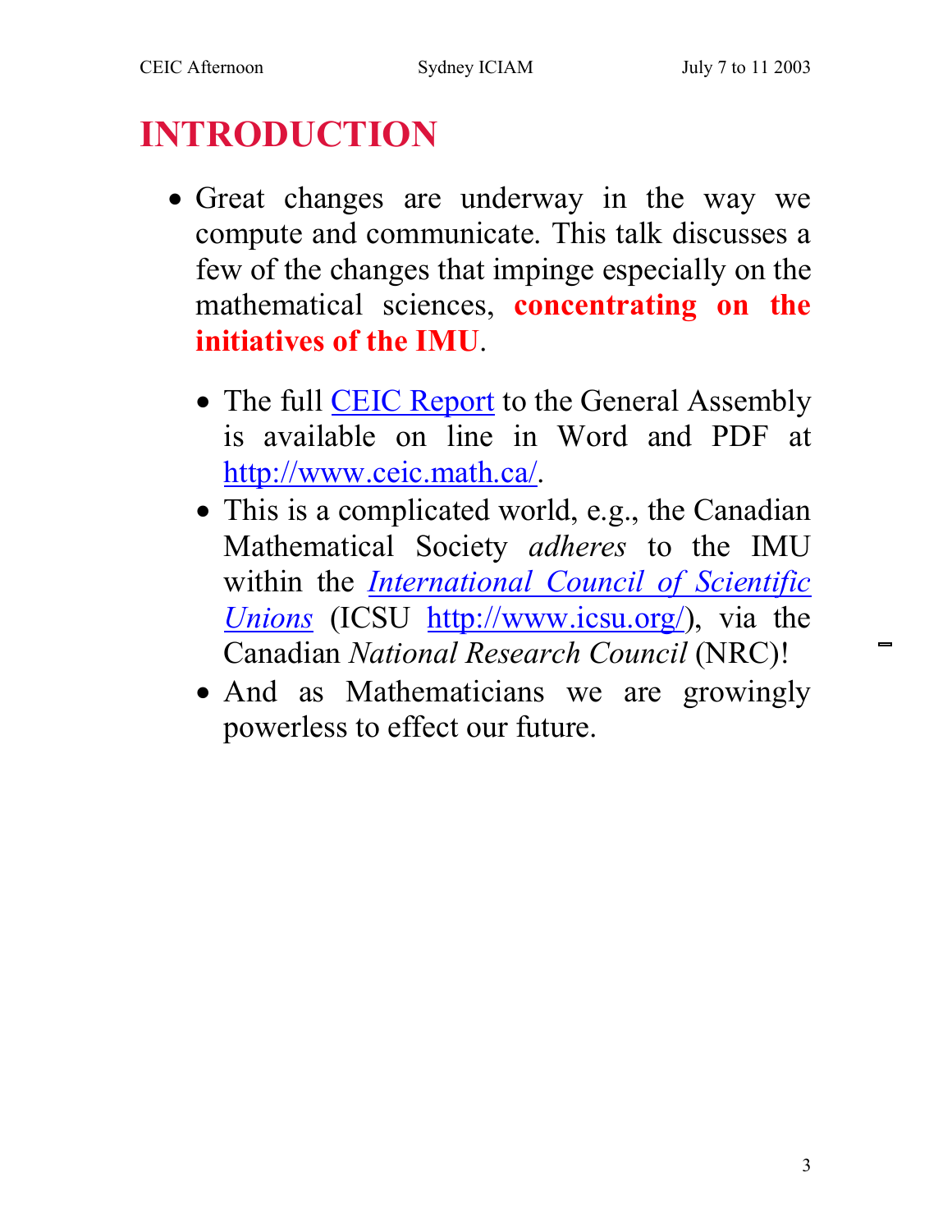# INTRODUCTION

- Great changes are underway in the way we compute and communicate. This talk discusses a few of the changes that impinge especially on the mathematical sciences, **concentrating on the initiatives of the IMU**.

  - The full CEIC Report to the General Assembly is available on line in Word and PDF at http://www.ceic.math.ca/.
  - This is a complicated world, e.g., the Canadian Mathematical Society *adheres* to the IMU within the *International Council of Scientific Unions* (ICSU http://www.icsu.org/), via the Canadian *National Research Council* (NRC)!
  - And as Mathematicians we are growingly powerless to effect our future.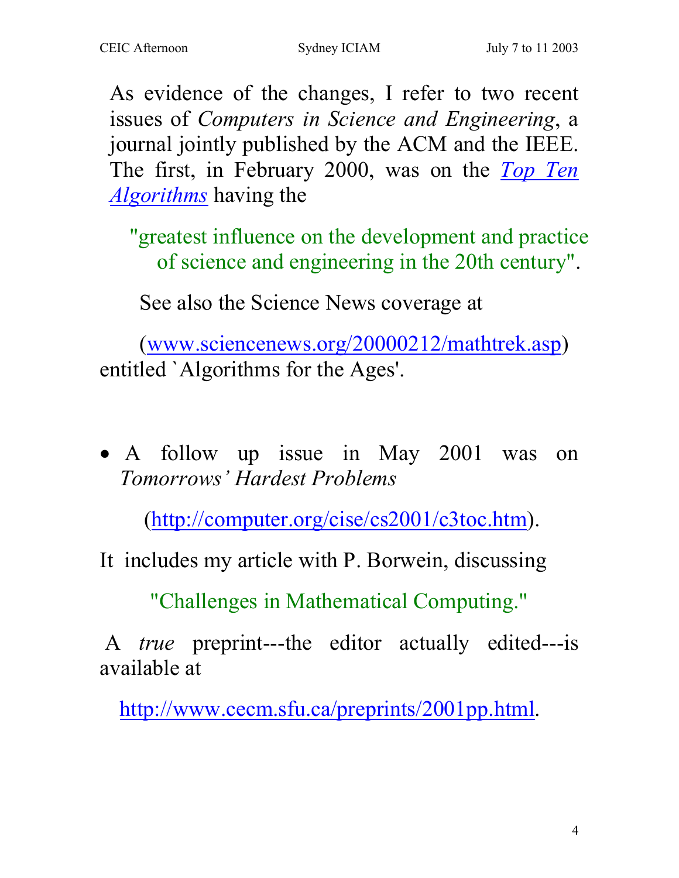As evidence of the changes, I refer to two recent issues of *Computers in Science and Engineering*, a journal jointly published by the ACM and the IEEE. The first, in February 2000, was on the *Top Ten Algorithms* having the

> "greatest influence on the development and practice of science and engineering in the 20th century".

See also the Science News coverage at

(www.sciencenews.org/20000212/mathtrek.asp) entitled `Algorithms for the Ages'.

- A follow up issue in May 2001 was on *Tomorrows' Hardest Problems*

  (http://computer.org/cise/cs2001/c3toc.htm).

It includes my article with P. Borwein, discussing

> "Challenges in Mathematical Computing."

A *true* preprint---the editor actually edited---is available at

http://www.cecm.sfu.ca/preprints/2001pp.html.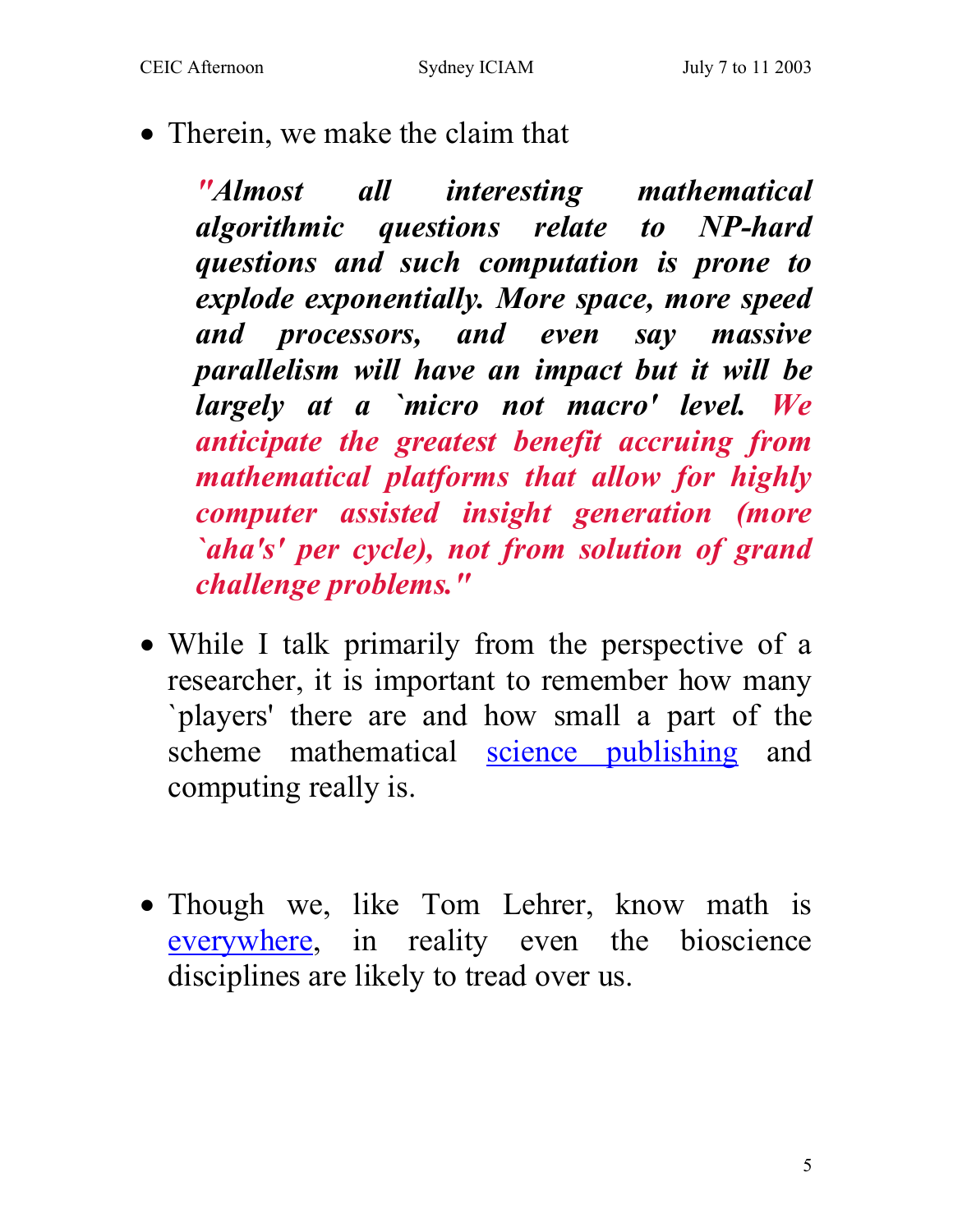- Therein, we make the claim that

  ***"Almost all interesting mathematical algorithmic questions relate to NP-hard questions and such computation is prone to explode exponentially. More space, more speed and processors, and even say massive parallelism will have an impact but it will be largely at a `micro not macro' level. We anticipate the greatest benefit accruing from mathematical platforms that allow for highly computer assisted insight generation (more `aha's' per cycle), not from solution of grand challenge problems."***

- While I talk primarily from the perspective of a researcher, it is important to remember how many `players' there are and how small a part of the scheme mathematical science publishing and computing really is.

- Though we, like Tom Lehrer, know math is everywhere, in reality even the bioscience disciplines are likely to tread over us.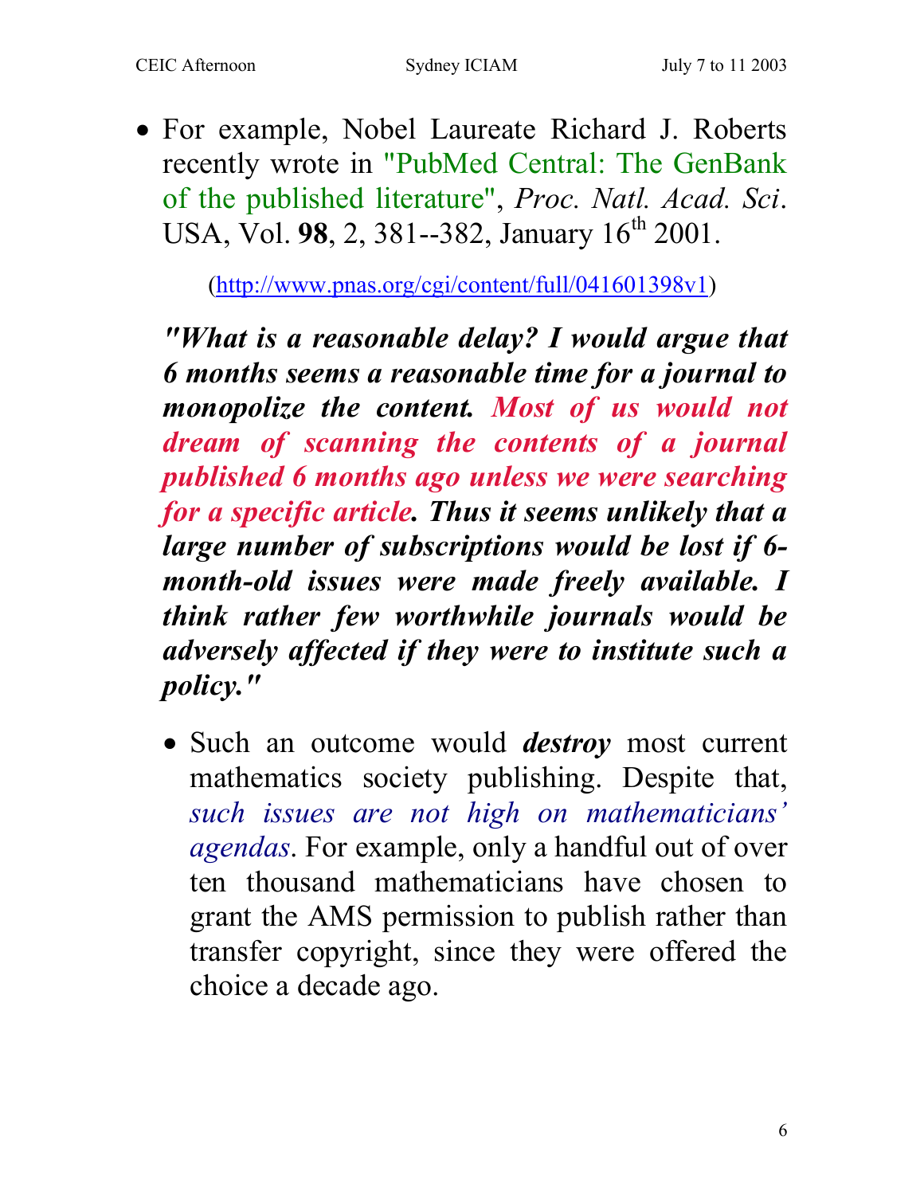- For example, Nobel Laureate Richard J. Roberts recently wrote in "PubMed Central: The GenBank of the published literature", *Proc. Natl. Acad. Sci*. USA, Vol. **98**, 2, 381--382, January 16th 2001.

  (http://www.pnas.org/cgi/content/full/041601398v1)

  ***"What is a reasonable delay? I would argue that 6 months seems a reasonable time for a journal to monopolize the content. Most of us would not dream of scanning the contents of a journal published 6 months ago unless we were searching for a specific article. Thus it seems unlikely that a large number of subscriptions would be lost if 6-month-old issues were made freely available. I think rather few worthwhile journals would be adversely affected if they were to institute such a policy."***

  - Such an outcome would ***destroy*** most current mathematics society publishing. Despite that, *such issues are not high on mathematicians' agendas*. For example, only a handful out of over ten thousand mathematicians have chosen to grant the AMS permission to publish rather than transfer copyright, since they were offered the choice a decade ago.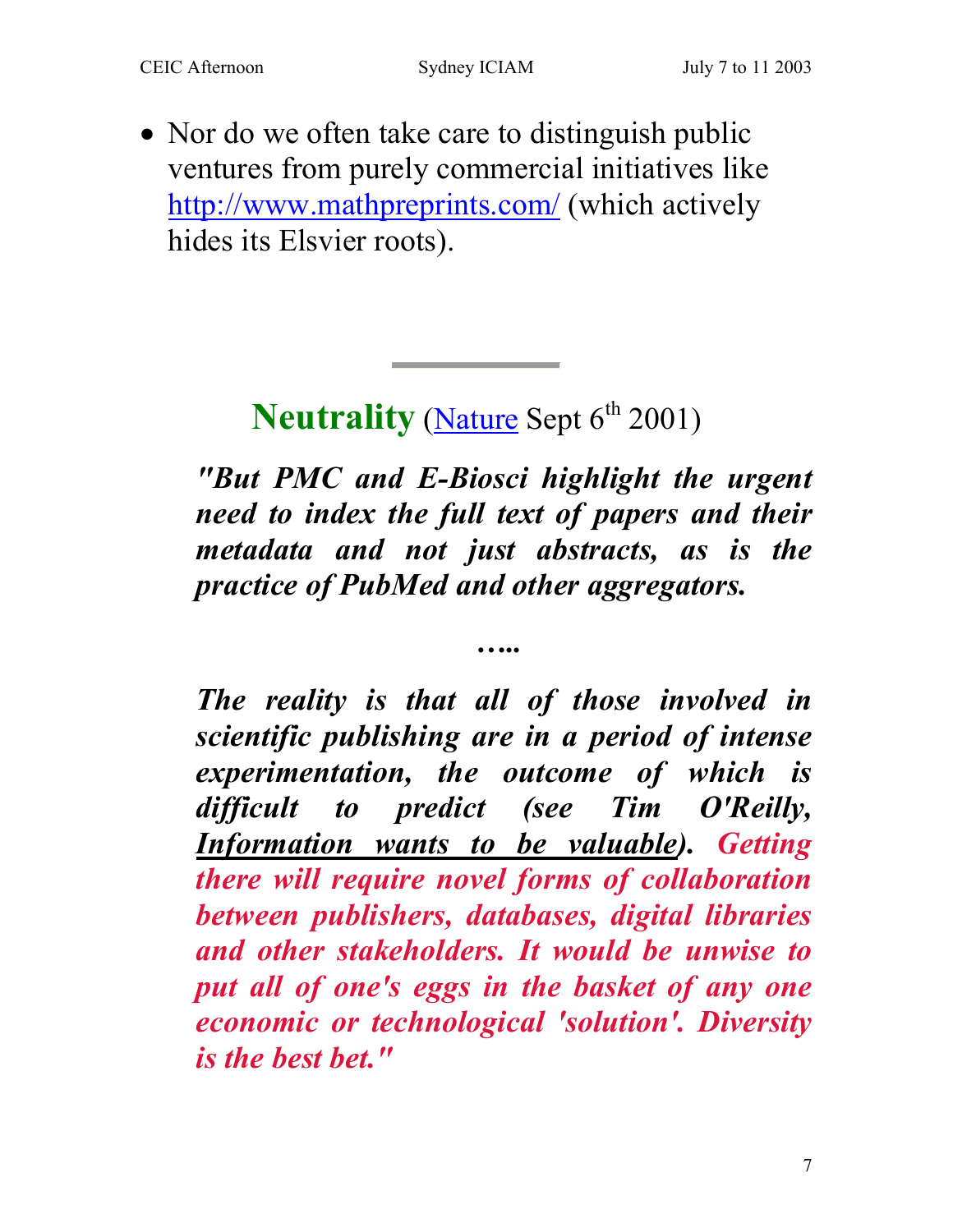- Nor do we often take care to distinguish public ventures from purely commercial initiatives like http://www.mathpreprints.com/ (which actively hides its Elsvier roots).

---

## Neutrality (Nature Sept 6th 2001)

***"But PMC and E-Biosci highlight the urgent need to index the full text of papers and their metadata and not just abstracts, as is the practice of PubMed and other aggregators.***

**…..**

***The reality is that all of those involved in scientific publishing are in a period of intense experimentation, the outcome of which is difficult to predict (see Tim O'Reilly, Information wants to be valuable). Getting there will require novel forms of collaboration between publishers, databases, digital libraries and other stakeholders. It would be unwise to put all of one's eggs in the basket of any one economic or technological 'solution'. Diversity is the best bet."***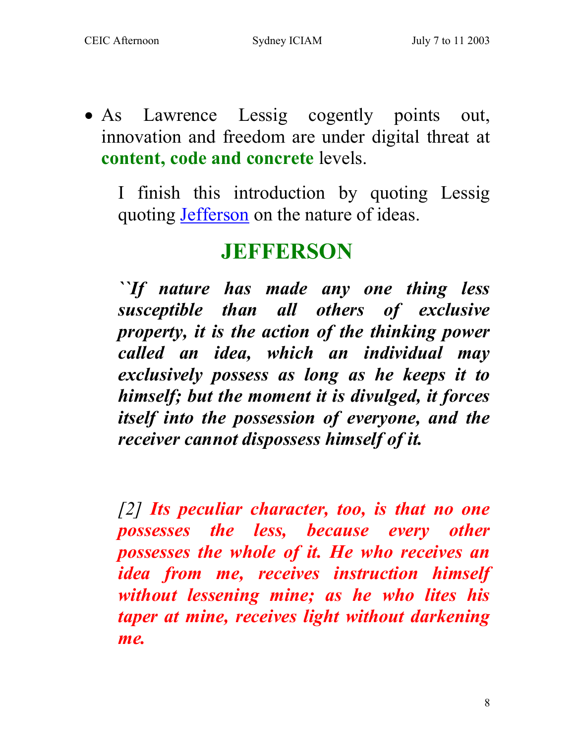- As Lawrence Lessig cogently points out, innovation and freedom are under digital threat at **content, code and concrete** levels.

  I finish this introduction by quoting Lessig quoting Jefferson on the nature of ideas.

## JEFFERSON

***``If nature has made any one thing less susceptible than all others of exclusive property, it is the action of the thinking power called an idea, which an individual may exclusively possess as long as he keeps it to himself; but the moment it is divulged, it forces itself into the possession of everyone, and the receiver cannot dispossess himself of it.***

*[2]* ***Its peculiar character, too, is that no one possesses the less, because every other possesses the whole of it. He who receives an idea from me, receives instruction himself without lessening mine; as he who lites his taper at mine, receives light without darkening me.***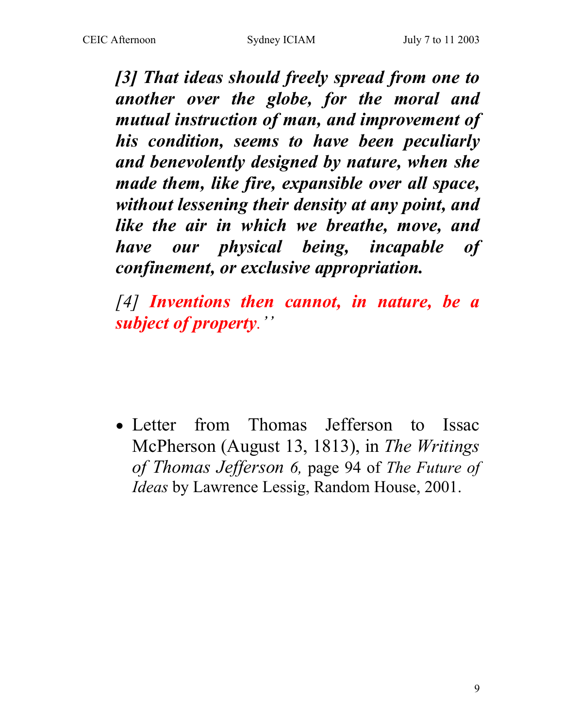***[3] That ideas should freely spread from one to another over the globe, for the moral and mutual instruction of man, and improvement of his condition, seems to have been peculiarly and benevolently designed by nature, when she made them, like fire, expansible over all space, without lessening their density at any point, and like the air in which we breathe, move, and have our physical being, incapable of confinement, or exclusive appropriation.***

*[4]* ***Inventions then cannot, in nature, be a subject of property****.''*

- Letter from Thomas Jefferson to Issac McPherson (August 13, 1813), in *The Writings of Thomas Jefferson 6,* page 94 of *The Future of Ideas* by Lawrence Lessig, Random House, 2001.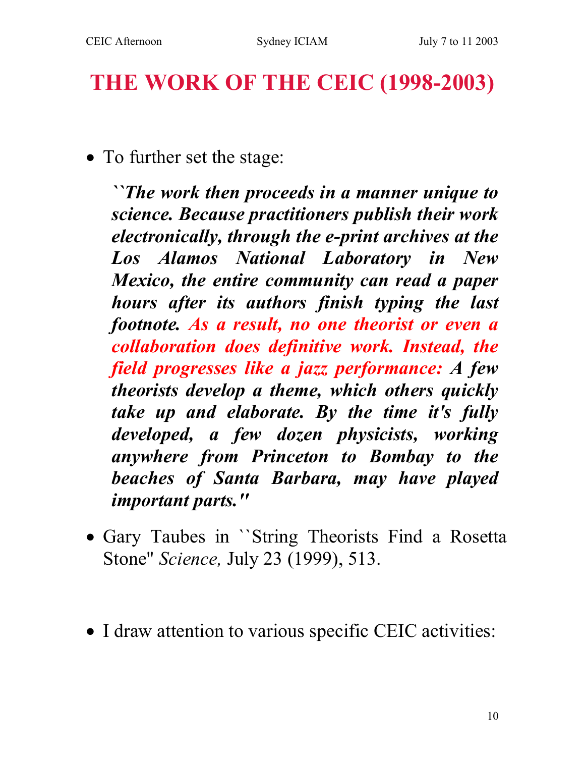# THE WORK OF THE CEIC (1998-2003)

- To further set the stage:

  ***``The work then proceeds in a manner unique to science. Because practitioners publish their work electronically, through the e-print archives at the Los Alamos National Laboratory in New Mexico, the entire community can read a paper hours after its authors finish typing the last footnote. As a result, no one theorist or even a collaboration does definitive work. Instead, the field progresses like a jazz performance: A few theorists develop a theme, which others quickly take up and elaborate. By the time it's fully developed, a few dozen physicists, working anywhere from Princeton to Bombay to the beaches of Santa Barbara, may have played important parts."***

- Gary Taubes in ``String Theorists Find a Rosetta Stone" *Science,* July 23 (1999), 513.

- I draw attention to various specific CEIC activities: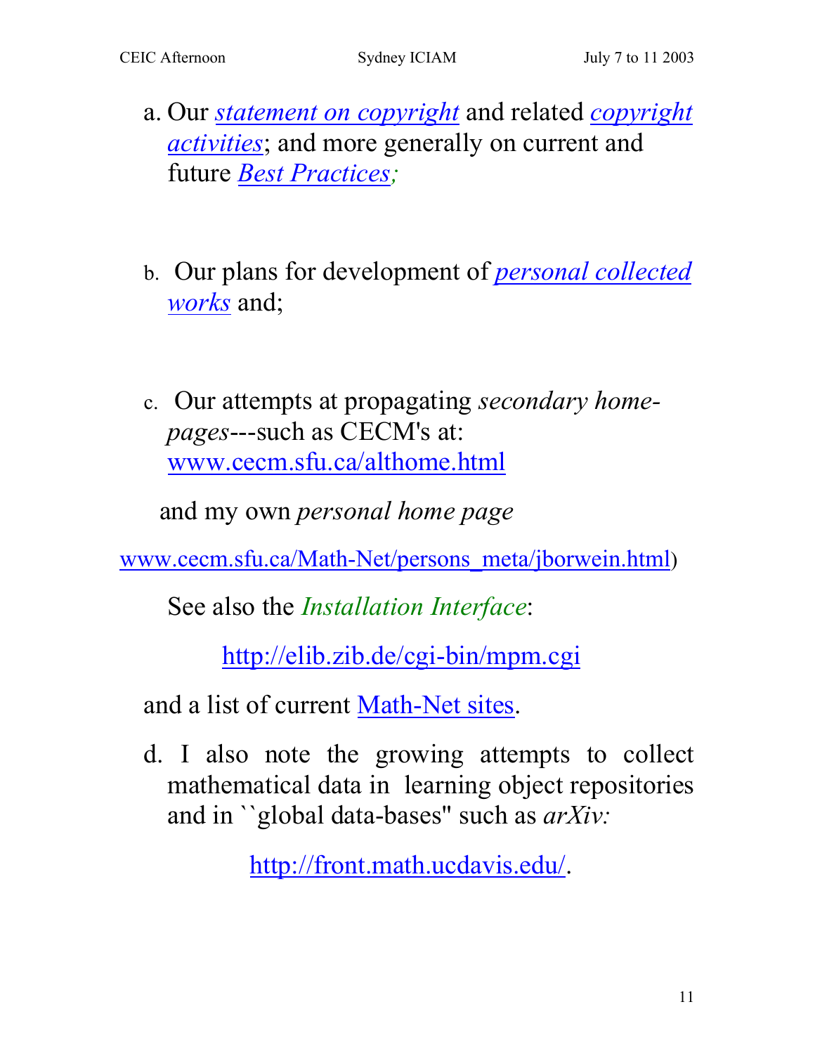a. Our *statement on copyright* and related *copyright activities*; and more generally on current and future *Best Practices;*

b. Our plans for development of *personal collected works* and;

c. Our attempts at propagating *secondary home-pages*---such as CECM's at: www.cecm.sfu.ca/althome.html

and my own *personal home page*

www.cecm.sfu.ca/Math-Net/persons_meta/jborwein.html)

See also the *Installation Interface*:

http://elib.zib.de/cgi-bin/mpm.cgi

and a list of current Math-Net sites.

d. I also note the growing attempts to collect mathematical data in learning object repositories and in ``global data-bases'' such as *arXiv:*

http://front.math.ucdavis.edu/.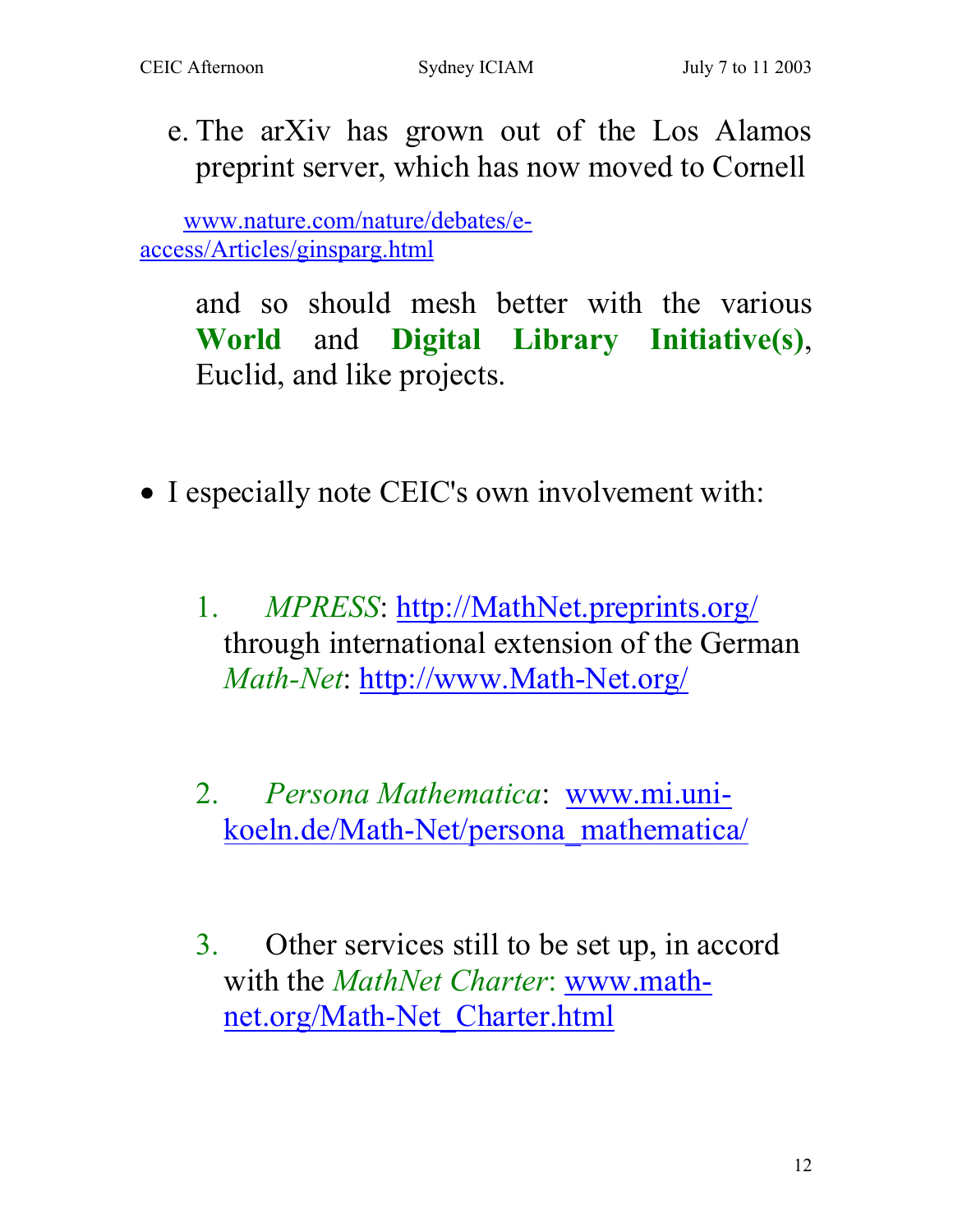e. The arXiv has grown out of the Los Alamos preprint server, which has now moved to Cornell

www.nature.com/nature/debates/e-access/Articles/ginsparg.html

and so should mesh better with the various **World** and **Digital Library Initiative(s)**, Euclid, and like projects.

- I especially note CEIC's own involvement with:

1. *MPRESS*: http://MathNet.preprints.org/ through international extension of the German *Math-Net*: http://www.Math-Net.org/

2. *Persona Mathematica*: www.mi.uni-koeln.de/Math-Net/persona_mathematica/

3. Other services still to be set up, in accord with the *MathNet Charter*: www.math-net.org/Math-Net_Charter.html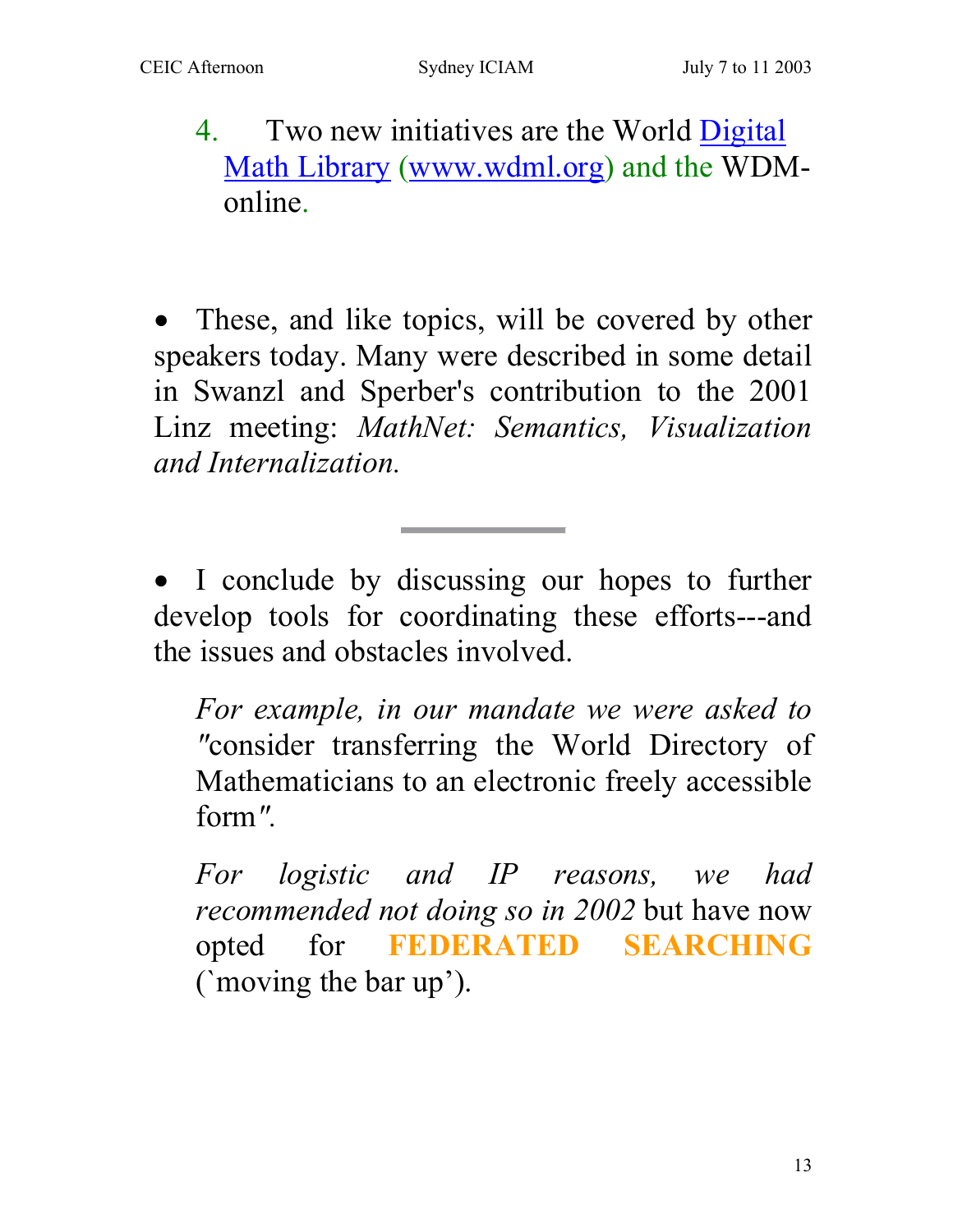4. Two new initiatives are the World Digital Math Library (www.wdml.org) and the WDM-online.

- These, and like topics, will be covered by other speakers today. Many were described in some detail in Swanzl and Sperber's contribution to the 2001 Linz meeting: *MathNet: Semantics, Visualization and Internalization.*

---

- I conclude by discussing our hopes to further develop tools for coordinating these efforts---and the issues and obstacles involved.

  *For example, in our mandate we were asked to "*consider transferring the World Directory of Mathematicians to an electronic freely accessible form*".*

  *For logistic and IP reasons, we had recommended not doing so in 2002* but have now opted for **FEDERATED SEARCHING** (`moving the bar up').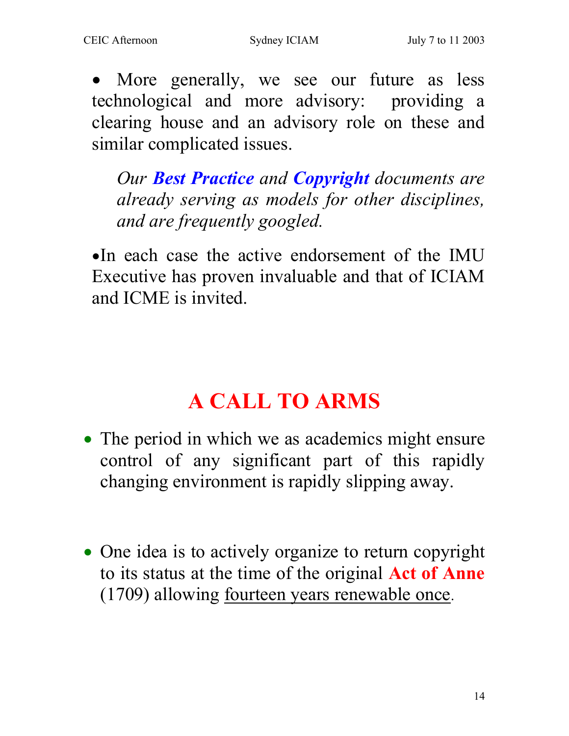- More generally, we see our future as less technological and more advisory: providing a clearing house and an advisory role on these and similar complicated issues.

  *Our **Best Practice** and **Copyright** documents are already serving as models for other disciplines, and are frequently googled.*

- In each case the active endorsement of the IMU Executive has proven invaluable and that of ICIAM and ICME is invited.

# A CALL TO ARMS

- The period in which we as academics might ensure control of any significant part of this rapidly changing environment is rapidly slipping away.

- One idea is to actively organize to return copyright to its status at the time of the original **Act of Anne** (1709) allowing fourteen years renewable once.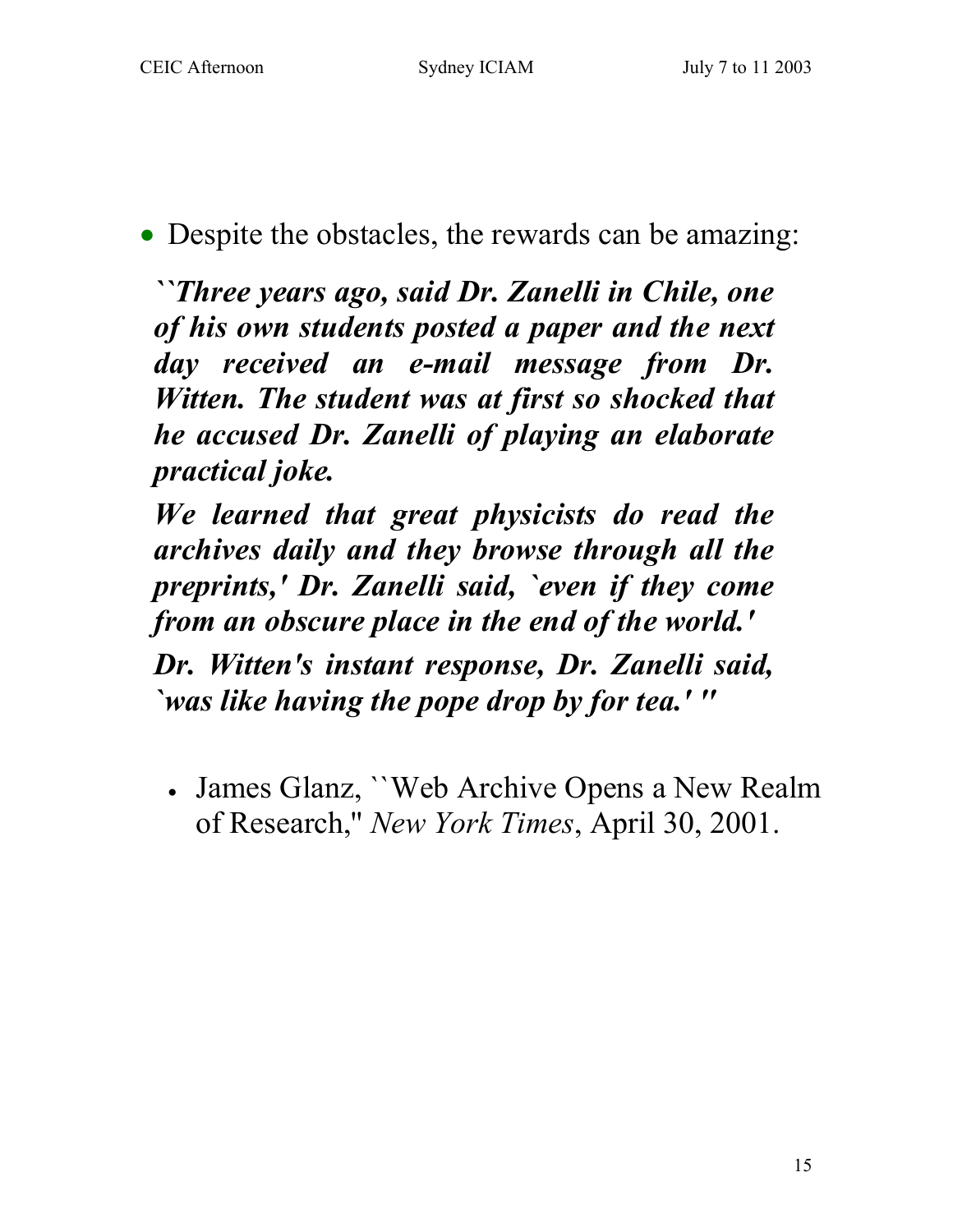- Despite the obstacles, the rewards can be amazing:

***``Three years ago, said Dr. Zanelli in Chile, one of his own students posted a paper and the next day received an e-mail message from Dr. Witten. The student was at first so shocked that he accused Dr. Zanelli of playing an elaborate practical joke.***

***We learned that great physicists do read the archives daily and they browse through all the preprints,' Dr. Zanelli said, `even if they come from an obscure place in the end of the world.'***

***Dr. Witten's instant response, Dr. Zanelli said, `was like having the pope drop by for tea.' "***

  - James Glanz, ``Web Archive Opens a New Realm of Research," *New York Times*, April 30, 2001.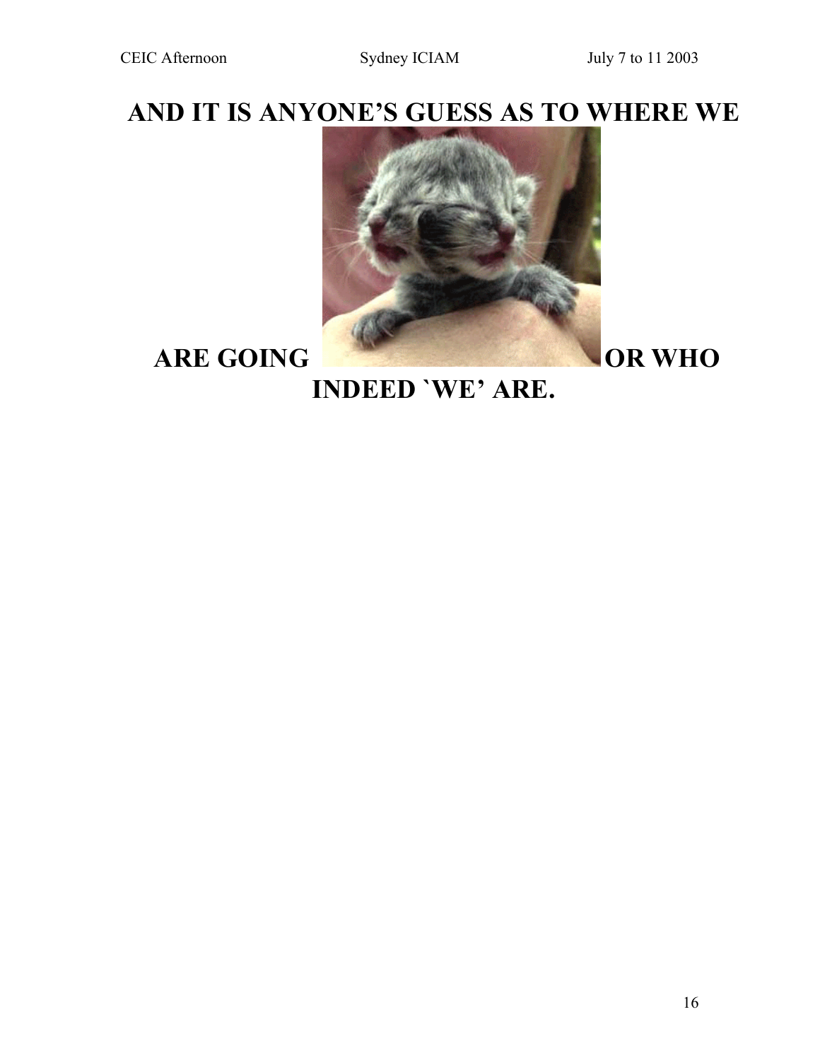**AND IT IS ANYONE'S GUESS AS TO WHERE WE ARE GOING OR WHO INDEED `WE' ARE.**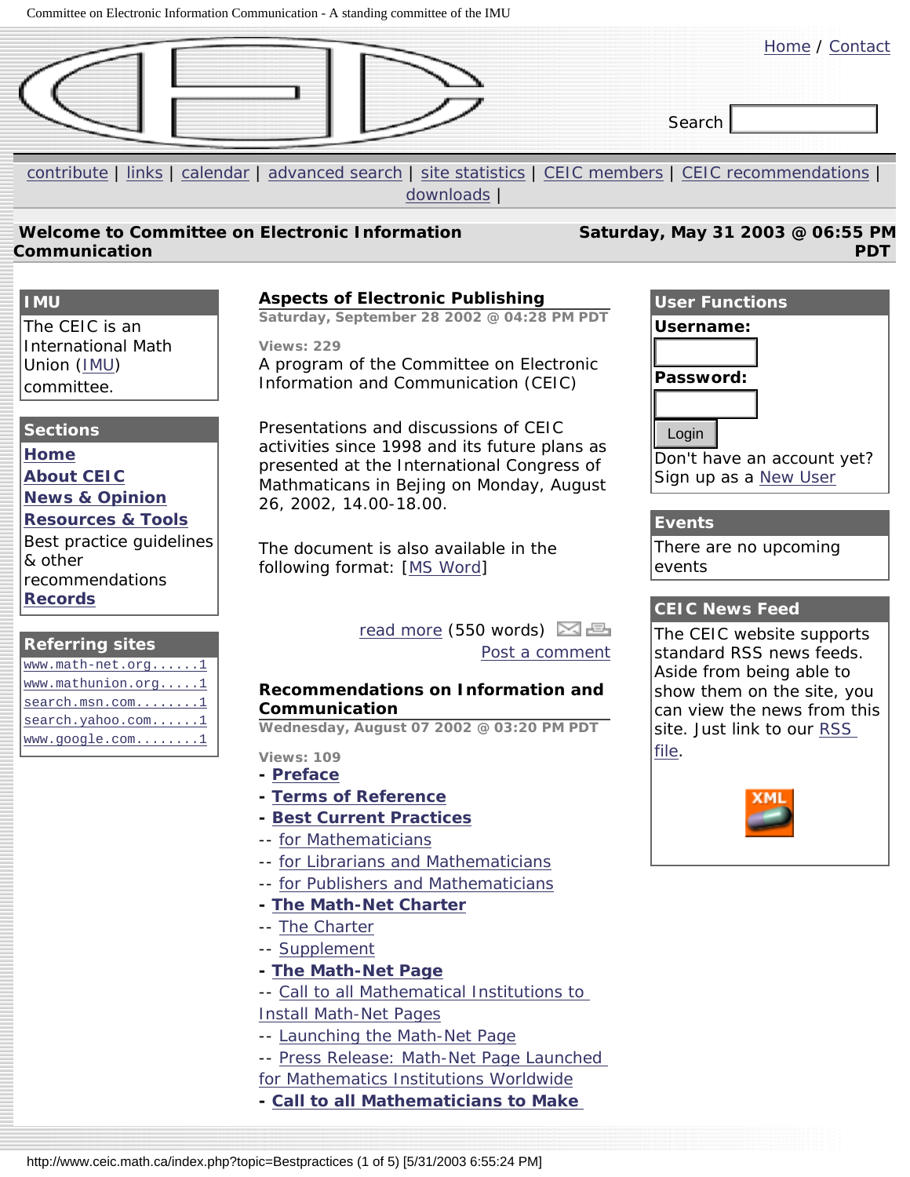Home / Contact

Search

contribute | links | calendar | advanced search | site statistics | CEIC members | CEIC recommendations | downloads |

**Welcome to Committee on Electronic Information Communication** **Saturday, May 31 2003 @ 06:55 PM PDT**

### IMU

The CEIC is an International Math Union (IMU) committee.

### Sections

**Home**
**About CEIC**
**News & Opinion**
**Resources & Tools**
Best practice guidelines & other recommendations
**Records**

### Referring sites

www.math-net.org......1
www.mathunion.org.....1
search.msn.com........1
search.yahoo.com......1
www.google.com........1

### Aspects of Electronic Publishing

**Saturday, September 28 2002 @ 04:28 PM PDT**

**Views: 229**

A program of the Committee on Electronic Information and Communication (CEIC)

Presentations and discussions of CEIC activities since 1998 and its future plans as presented at the International Congress of Mathmaticans in Bejing on Monday, August 26, 2002, 14.00-18.00.

The document is also available in the following format: [MS Word]

read more (550 words)
Post a comment

### Recommendations on Information and Communication

**Wednesday, August 07 2002 @ 03:20 PM PDT**

**Views: 109**

- **Preface**
- **Terms of Reference**
- **Best Current Practices**
  -- for Mathematicians
  -- for Librarians and Mathematicians
  -- for Publishers and Mathematicians
- **The Math-Net Charter**
  -- The Charter
  -- Supplement
- **The Math-Net Page**
  -- Call to all Mathematical Institutions to Install Math-Net Pages
  -- Launching the Math-Net Page
  -- Press Release: Math-Net Page Launched for Mathematics Institutions Worldwide
- **Call to all Mathematicians to Make**

### User Functions

**Username:**

**Password:**

Login

Don't have an account yet? Sign up as a New User

### Events

There are no upcoming events

### CEIC News Feed

The CEIC website supports standard RSS news feeds. Aside from being able to show them on the site, you can view the news from this site. Just link to our RSS file.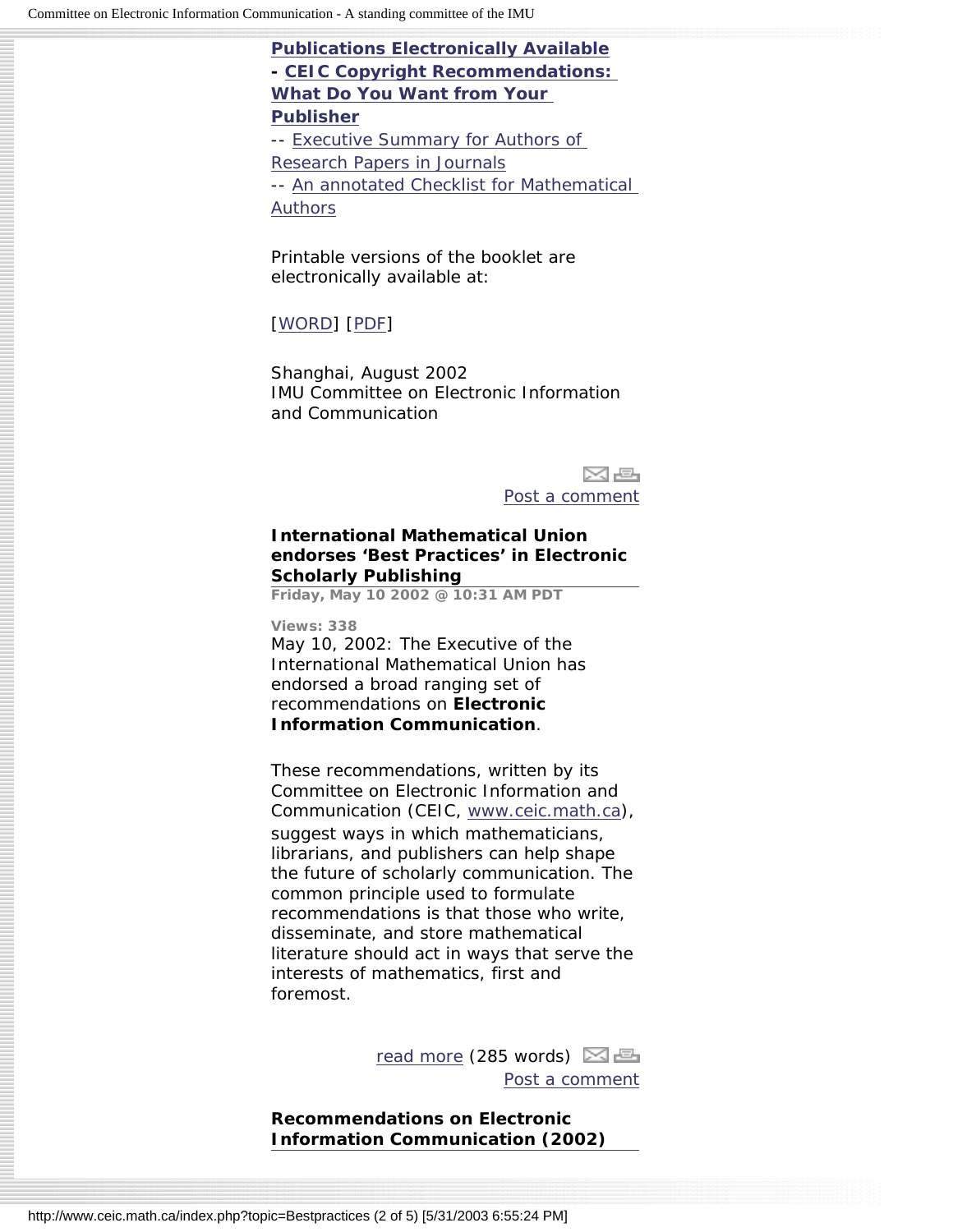**Publications Electronically Available**
**- CEIC Copyright Recommendations: What Do You Want from Your Publisher**
-- Executive Summary for Authors of Research Papers in Journals
-- An annotated Checklist for Mathematical Authors

Printable versions of the booklet are electronically available at:

[WORD] [PDF]

Shanghai, August 2002
IMU Committee on Electronic Information and Communication

Post a comment

**International Mathematical Union endorses 'Best Practices' in Electronic Scholarly Publishing**

**Friday, May 10 2002 @ 10:31 AM PDT**

**Views: 338**

May 10, 2002: The Executive of the International Mathematical Union has endorsed a broad ranging set of recommendations on **Electronic Information Communication**.

These recommendations, written by its Committee on Electronic Information and Communication (CEIC, www.ceic.math.ca), suggest ways in which mathematicians, librarians, and publishers can help shape the future of scholarly communication. The common principle used to formulate recommendations is that those who write, disseminate, and store mathematical literature should act in ways that serve the interests of mathematics, first and foremost.

read more (285 words)
Post a comment

**Recommendations on Electronic Information Communication (2002)**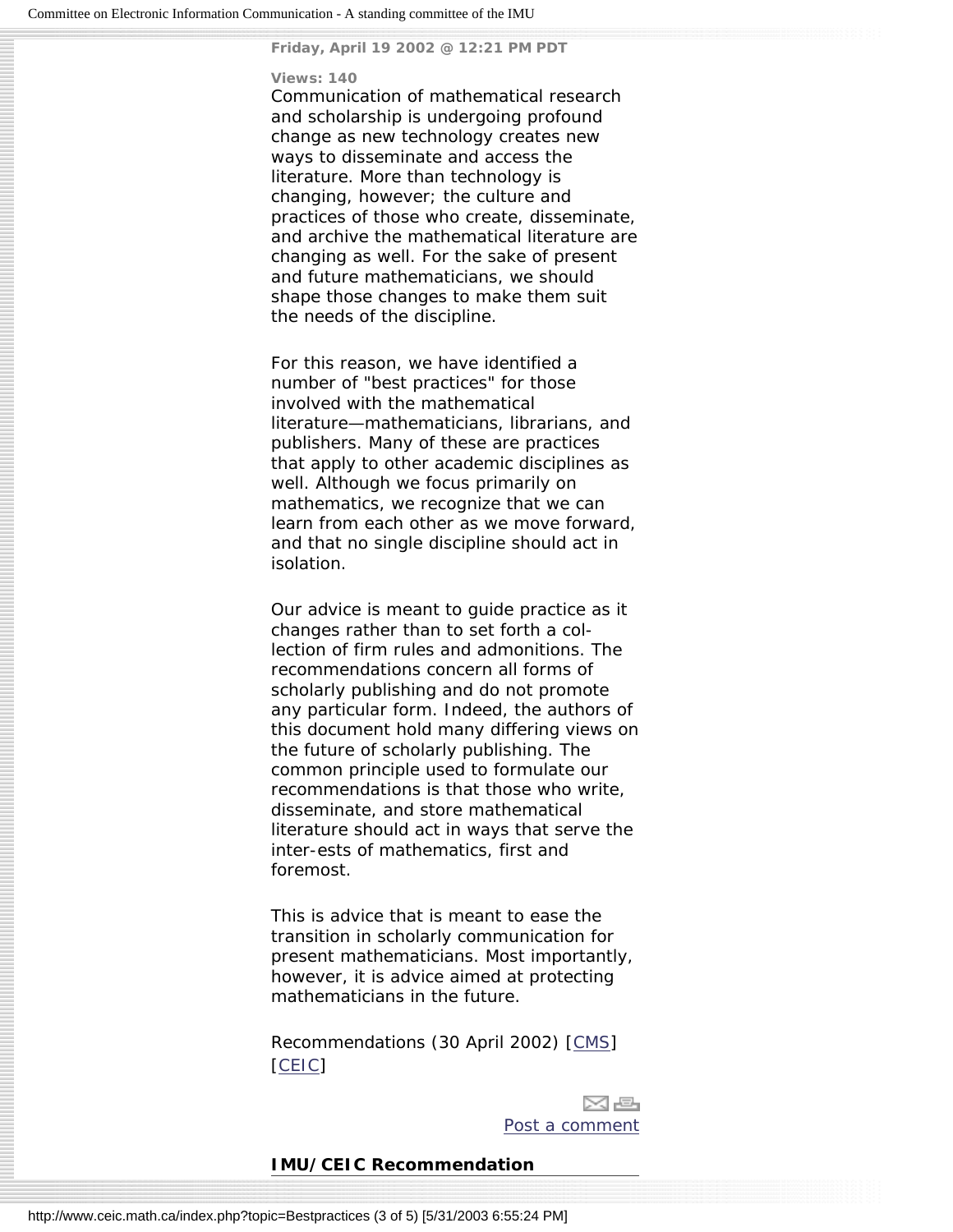**Friday, April 19 2002 @ 12:21 PM PDT**

**Views: 140**

Communication of mathematical research and scholarship is undergoing profound change as new technology creates new ways to disseminate and access the literature. More than technology is changing, however; the culture and practices of those who create, disseminate, and archive the mathematical literature are changing as well. For the sake of present and future mathematicians, we should shape those changes to make them suit the needs of the discipline.

For this reason, we have identified a number of "best practices" for those involved with the mathematical literature—mathematicians, librarians, and publishers. Many of these are practices that apply to other academic disciplines as well. Although we focus primarily on mathematics, we recognize that we can learn from each other as we move forward, and that no single discipline should act in isolation.

Our advice is meant to guide practice as it changes rather than to set forth a col-lection of firm rules and admonitions. The recommendations concern all forms of scholarly publishing and do not promote any particular form. Indeed, the authors of this document hold many differing views on the future of scholarly publishing. The common principle used to formulate our recommendations is that those who write, disseminate, and store mathematical literature should act in ways that serve the inter-ests of mathematics, first and foremost.

This is advice that is meant to ease the transition in scholarly communication for present mathematicians. Most importantly, however, it is advice aimed at protecting mathematicians in the future.

Recommendations (30 April 2002) [CMS] [CEIC]

Post a comment

**IMU/CEIC Recommendation**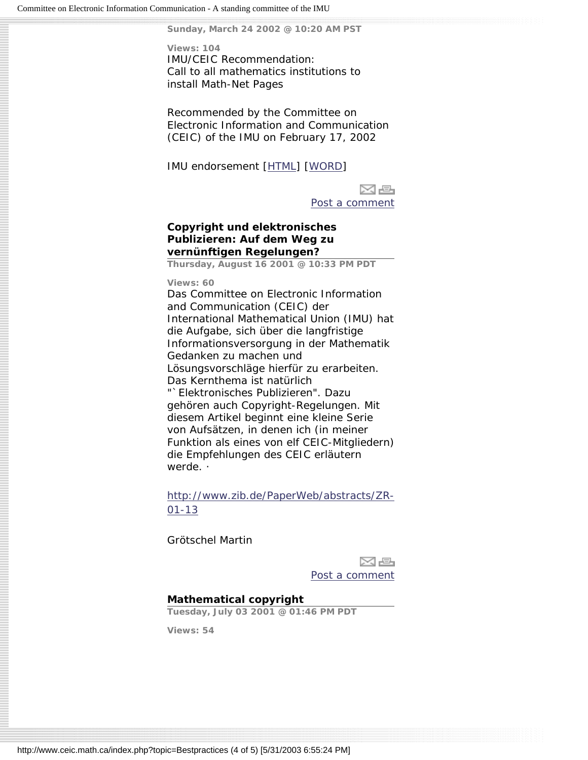**Sunday, March 24 2002 @ 10:20 AM PST**

**Views: 104**

IMU/CEIC Recommendation:
Call to all mathematics institutions to install Math-Net Pages

Recommended by the Committee on Electronic Information and Communication (CEIC) of the IMU on February 17, 2002

IMU endorsement [HTML] [WORD]

Post a comment

### Copyright und elektronisches Publizieren: Auf dem Weg zu vernünftigen Regelungen?

**Thursday, August 16 2001 @ 10:33 PM PDT**

**Views: 60**

Das Committee on Electronic Information and Communication (CEIC) der International Mathematical Union (IMU) hat die Aufgabe, sich über die langfristige Informationsversorgung in der Mathematik Gedanken zu machen und Lösungsvorschläge hierfür zu erarbeiten. Das Kernthema ist natürlich "`Elektronisches Publizieren". Dazu gehören auch Copyright-Regelungen. Mit diesem Artikel beginnt eine kleine Serie von Aufsätzen, in denen ich (in meiner Funktion als eines von elf CEIC-Mitgliedern) die Empfehlungen des CEIC erläutern werde. ·

http://www.zib.de/PaperWeb/abstracts/ZR-01-13

Grötschel Martin

Post a comment

### Mathematical copyright

**Tuesday, July 03 2001 @ 01:46 PM PDT**

**Views: 54**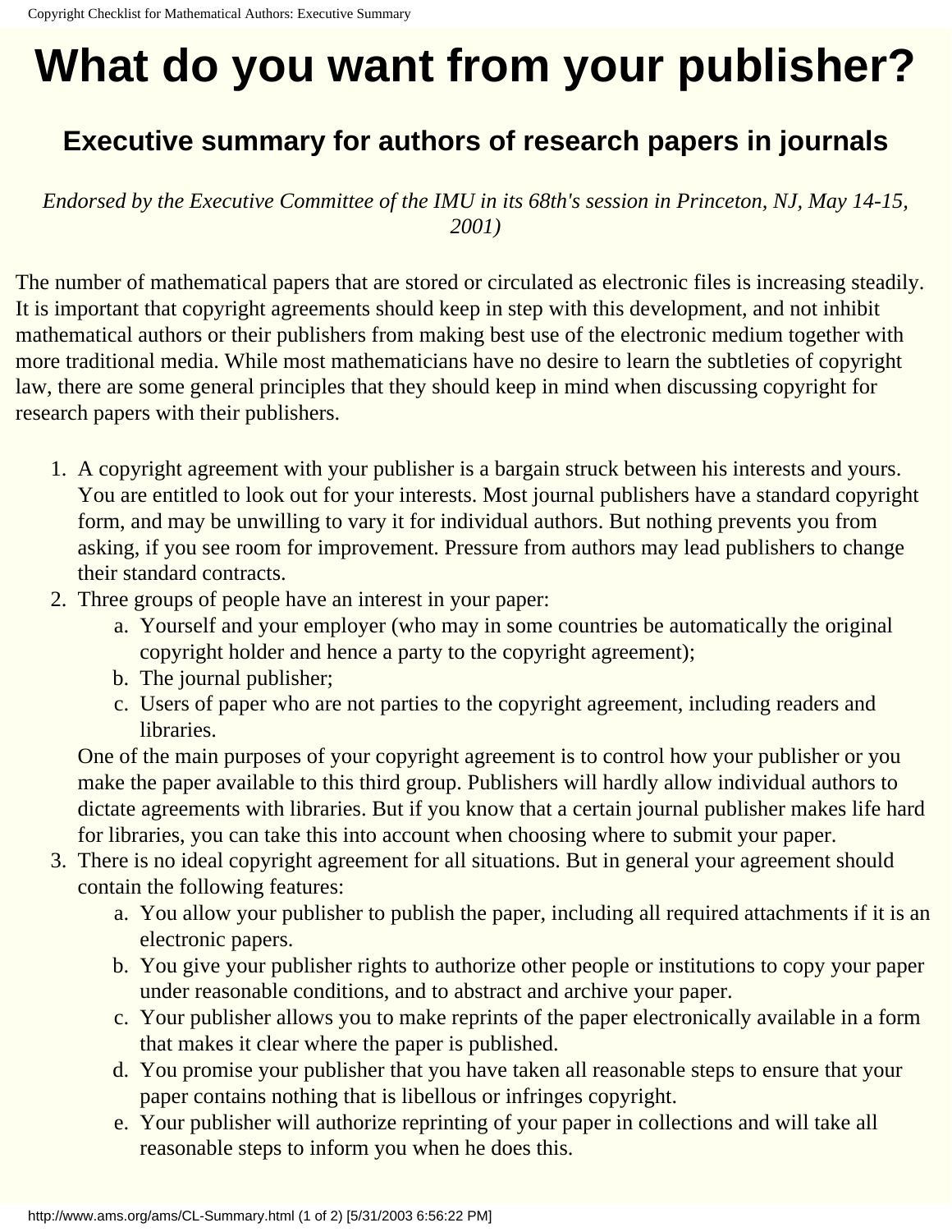# What do you want from your publisher?

## Executive summary for authors of research papers in journals

*Endorsed by the Executive Committee of the IMU in its 68th's session in Princeton, NJ, May 14-15, 2001)*

The number of mathematical papers that are stored or circulated as electronic files is increasing steadily. It is important that copyright agreements should keep in step with this development, and not inhibit mathematical authors or their publishers from making best use of the electronic medium together with more traditional media. While most mathematicians have no desire to learn the subtleties of copyright law, there are some general principles that they should keep in mind when discussing copyright for research papers with their publishers.

1. A copyright agreement with your publisher is a bargain struck between his interests and yours. You are entitled to look out for your interests. Most journal publishers have a standard copyright form, and may be unwilling to vary it for individual authors. But nothing prevents you from asking, if you see room for improvement. Pressure from authors may lead publishers to change their standard contracts.
2. Three groups of people have an interest in your paper:
   a. Yourself and your employer (who may in some countries be automatically the original copyright holder and hence a party to the copyright agreement);
   b. The journal publisher;
   c. Users of paper who are not parties to the copyright agreement, including readers and libraries.

   One of the main purposes of your copyright agreement is to control how your publisher or you make the paper available to this third group. Publishers will hardly allow individual authors to dictate agreements with libraries. But if you know that a certain journal publisher makes life hard for libraries, you can take this into account when choosing where to submit your paper.
3. There is no ideal copyright agreement for all situations. But in general your agreement should contain the following features:
   a. You allow your publisher to publish the paper, including all required attachments if it is an electronic papers.
   b. You give your publisher rights to authorize other people or institutions to copy your paper under reasonable conditions, and to abstract and archive your paper.
   c. Your publisher allows you to make reprints of the paper electronically available in a form that makes it clear where the paper is published.
   d. You promise your publisher that you have taken all reasonable steps to ensure that your paper contains nothing that is libellous or infringes copyright.
   e. Your publisher will authorize reprinting of your paper in collections and will take all reasonable steps to inform you when he does this.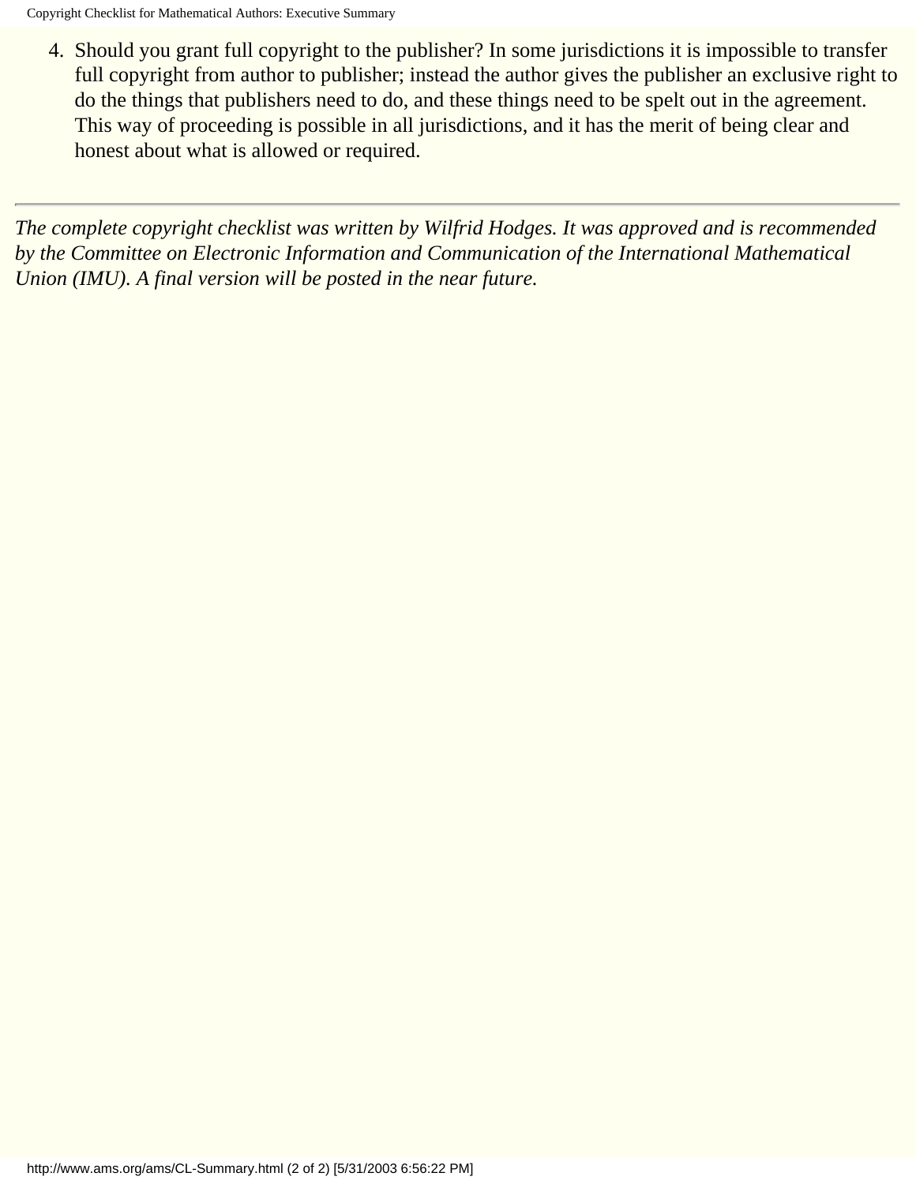4. Should you grant full copyright to the publisher? In some jurisdictions it is impossible to transfer full copyright from author to publisher; instead the author gives the publisher an exclusive right to do the things that publishers need to do, and these things need to be spelt out in the agreement. This way of proceeding is possible in all jurisdictions, and it has the merit of being clear and honest about what is allowed or required.

---

*The complete copyright checklist was written by Wilfrid Hodges. It was approved and is recommended by the Committee on Electronic Information and Communication of the International Mathematical Union (IMU). A final version will be posted in the near future.*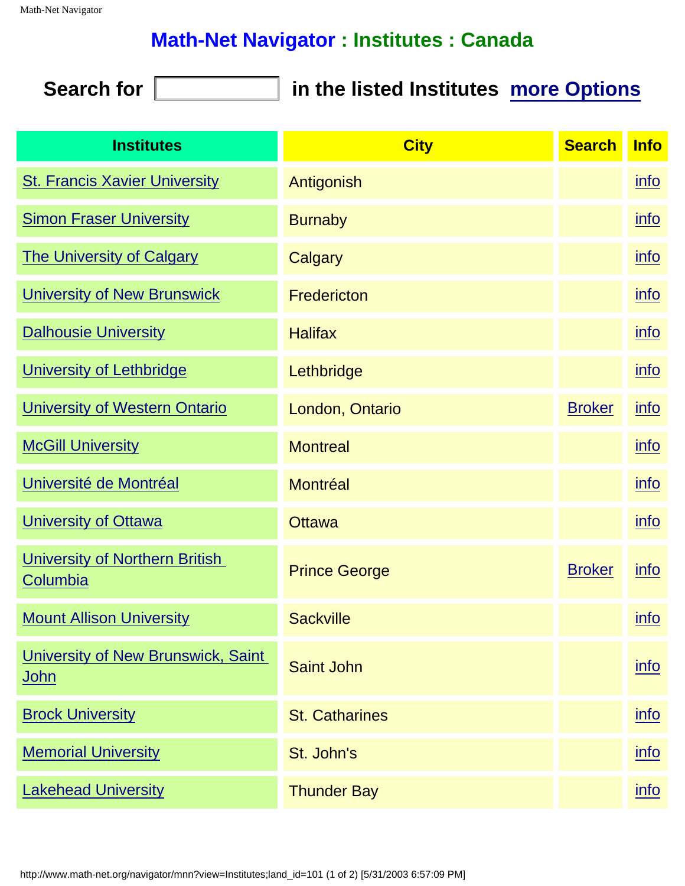# Math-Net Navigator : Institutes : Canada

**Search for** [ ] **in the listed Institutes** **more Options**

| Institutes | City | Search | Info |
|---|---|---|---|
| St. Francis Xavier University | Antigonish | | info |
| Simon Fraser University | Burnaby | | info |
| The University of Calgary | Calgary | | info |
| University of New Brunswick | Fredericton | | info |
| Dalhousie University | Halifax | | info |
| University of Lethbridge | Lethbridge | | info |
| University of Western Ontario | London, Ontario | Broker | info |
| McGill University | Montreal | | info |
| Université de Montréal | Montréal | | info |
| University of Ottawa | Ottawa | | info |
| University of Northern British Columbia | Prince George | Broker | info |
| Mount Allison University | Sackville | | info |
| University of New Brunswick, Saint John | Saint John | | info |
| Brock University | St. Catharines | | info |
| Memorial University | St. John's | | info |
| Lakehead University | Thunder Bay | | info |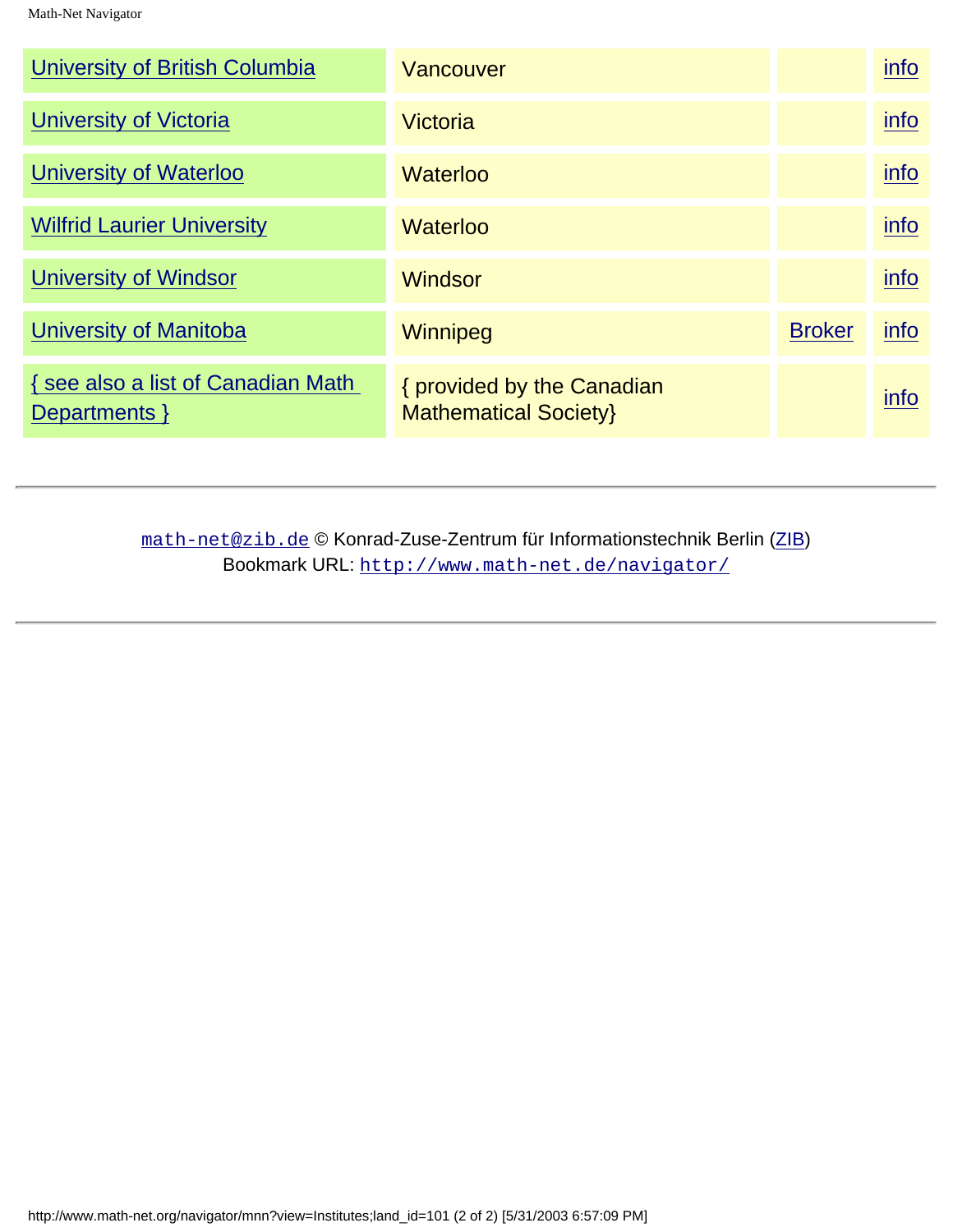| | | | |
|---|---|---|---|
| University of British Columbia | Vancouver | | info |
| University of Victoria | Victoria | | info |
| University of Waterloo | Waterloo | | info |
| Wilfrid Laurier University | Waterloo | | info |
| University of Windsor | Windsor | | info |
| University of Manitoba | Winnipeg | Broker | info |
| { see also a list of Canadian Math Departments } | { provided by the Canadian Mathematical Society} | | info |

---

math-net@zib.de © Konrad-Zuse-Zentrum für Informationstechnik Berlin (ZIB)
Bookmark URL: http://www.math-net.de/navigator/

---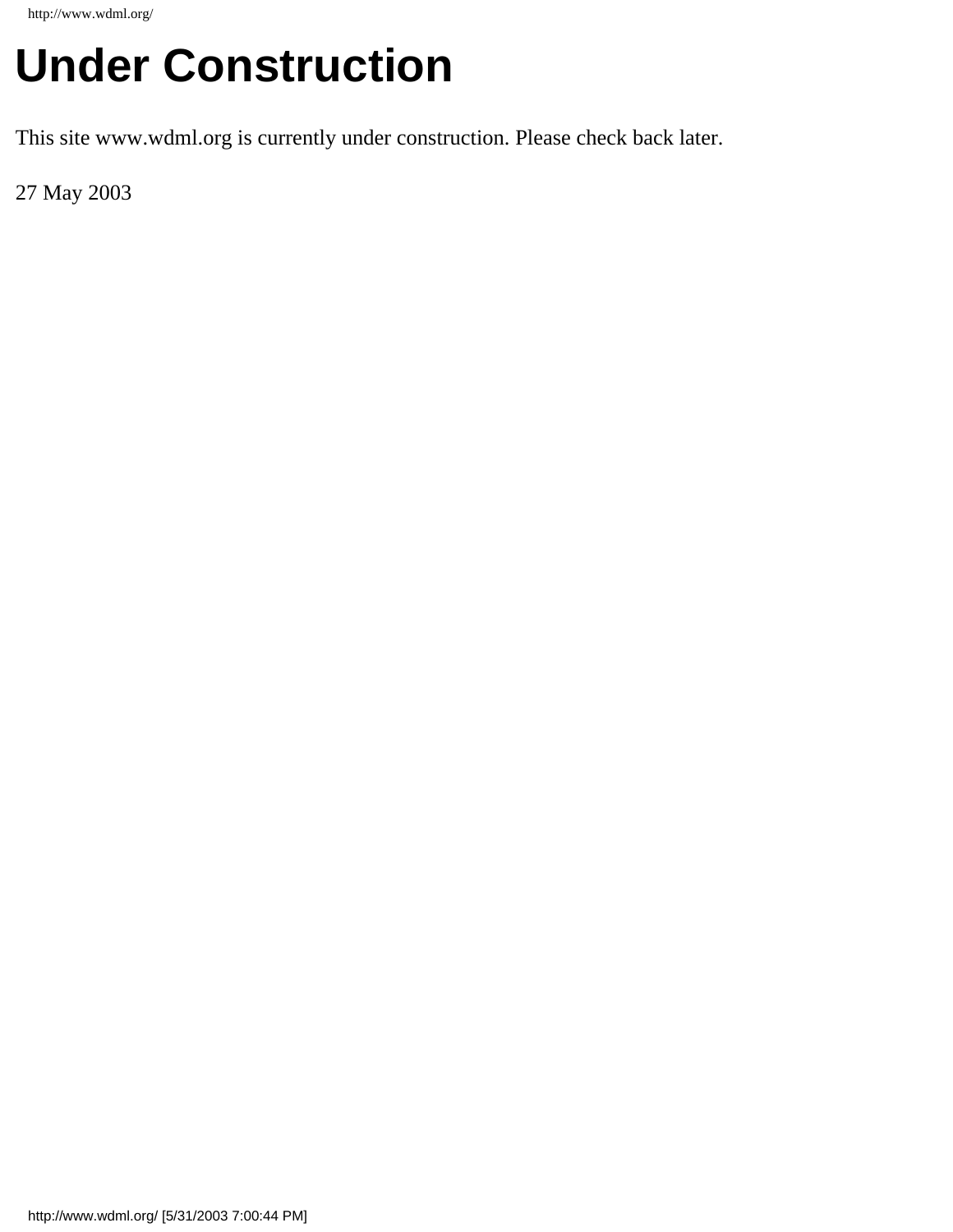# Under Construction

This site www.wdml.org is currently under construction. Please check back later.

27 May 2003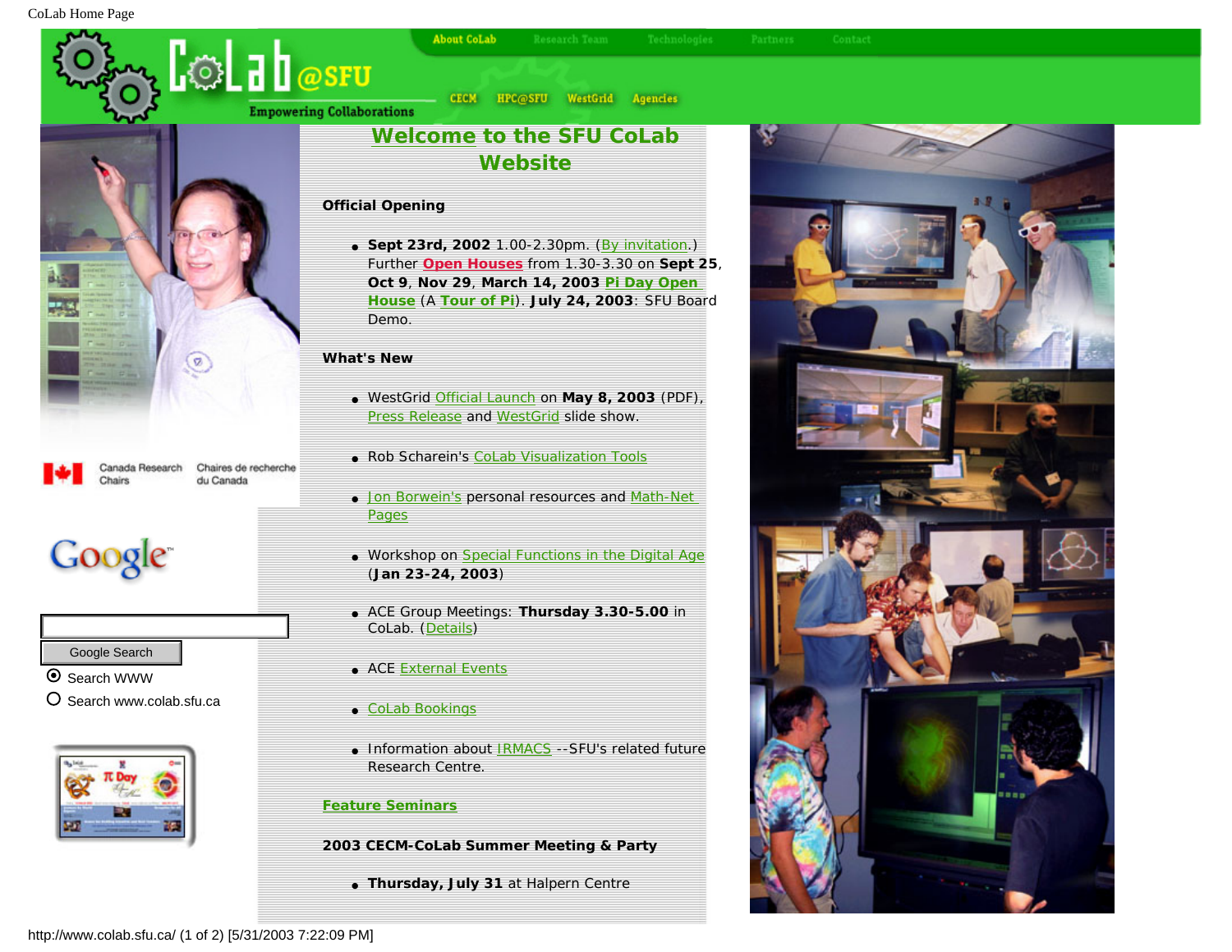CoLab @SFU

Empowering Collaborations

About CoLab | Research Team | Technologies | Partners | Contact

CECM | HPC@SFU | WestGrid | Agencies

# Welcome to the SFU CoLab Website

**Official Opening**

- **Sept 23rd, 2002** 1.00-2.30pm. (By invitation.) Further **Open Houses** from 1.30-3.30 on **Sept 25**, **Oct 9**, **Nov 29**, **March 14, 2003** **Pi Day Open House** (A **Tour of Pi**). **July 24, 2003**: SFU Board Demo.

**What's New**

- WestGrid Official Launch on **May 8, 2003** (PDF), Press Release and WestGrid slide show.
- Rob Scharein's CoLab Visualization Tools
- Jon Borwein's personal resources and Math-Net Pages
- Workshop on Special Functions in the Digital Age (**Jan 23-24, 2003**)
- ACE Group Meetings: **Thursday 3.30-5.00** in CoLab. (Details)
- ACE External Events
- CoLab Bookings
- Information about IRMACS --SFU's related future Research Centre.

**Feature Seminars**

**2003 CECM-CoLab Summer Meeting & Party**

- **Thursday, July 31** at Halpern Centre

Canada Research Chairs | Chaires de recherche du Canada

Google

Google Search

- Search WWW
- Search www.colab.sfu.ca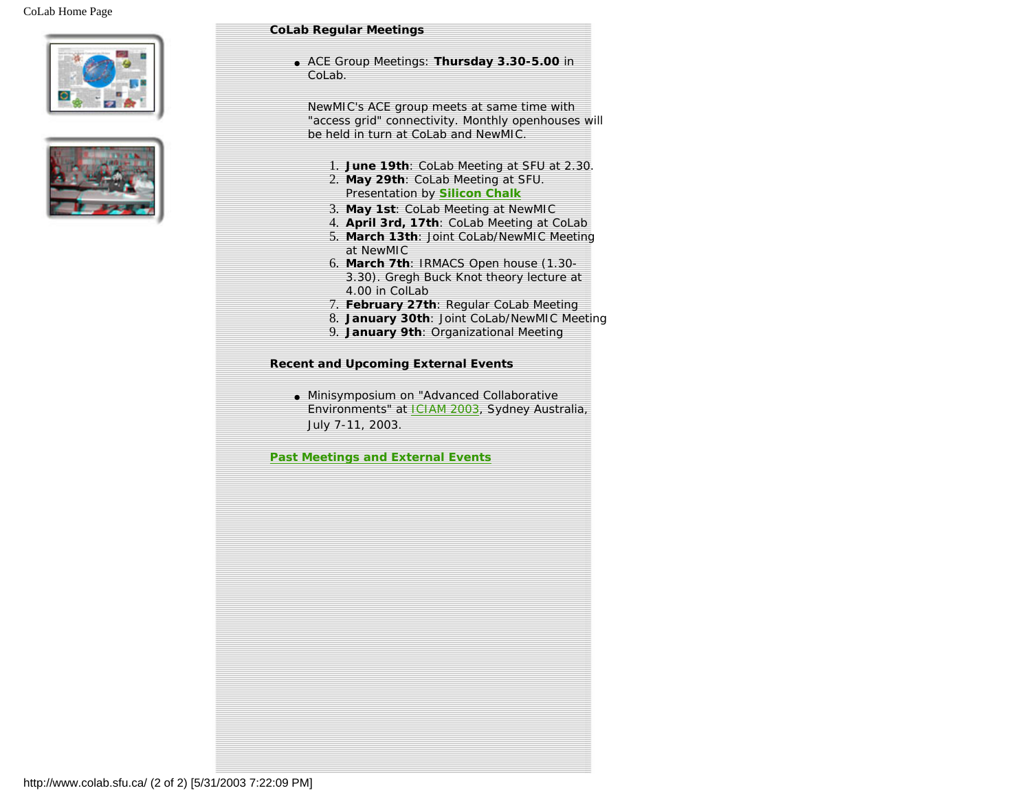**CoLab Regular Meetings**

- ACE Group Meetings: **Thursday 3.30-5.00** in CoLab.

  NewMIC's ACE group meets at same time with "access grid" connectivity. Monthly openhouses will be held in turn at CoLab and NewMIC.

  1. **June 19th**: CoLab Meeting at SFU at 2.30.
  2. **May 29th**: CoLab Meeting at SFU. Presentation by **Silicon Chalk**
  3. **May 1st**: CoLab Meeting at NewMIC
  4. **April 3rd, 17th**: CoLab Meeting at CoLab
  5. **March 13th**: Joint CoLab/NewMIC Meeting at NewMIC
  6. **March 7th**: IRMACS Open house (1.30-3.30). Gregh Buck Knot theory lecture at 4.00 in ColLab
  7. **February 27th**: Regular CoLab Meeting
  8. **January 30th**: Joint CoLab/NewMIC Meeting
  9. **January 9th**: Organizational Meeting

**Recent and Upcoming External Events**

- Minisymposium on "Advanced Collaborative Environments" at ICIAM 2003, Sydney Australia, July 7-11, 2003.

**Past Meetings and External Events**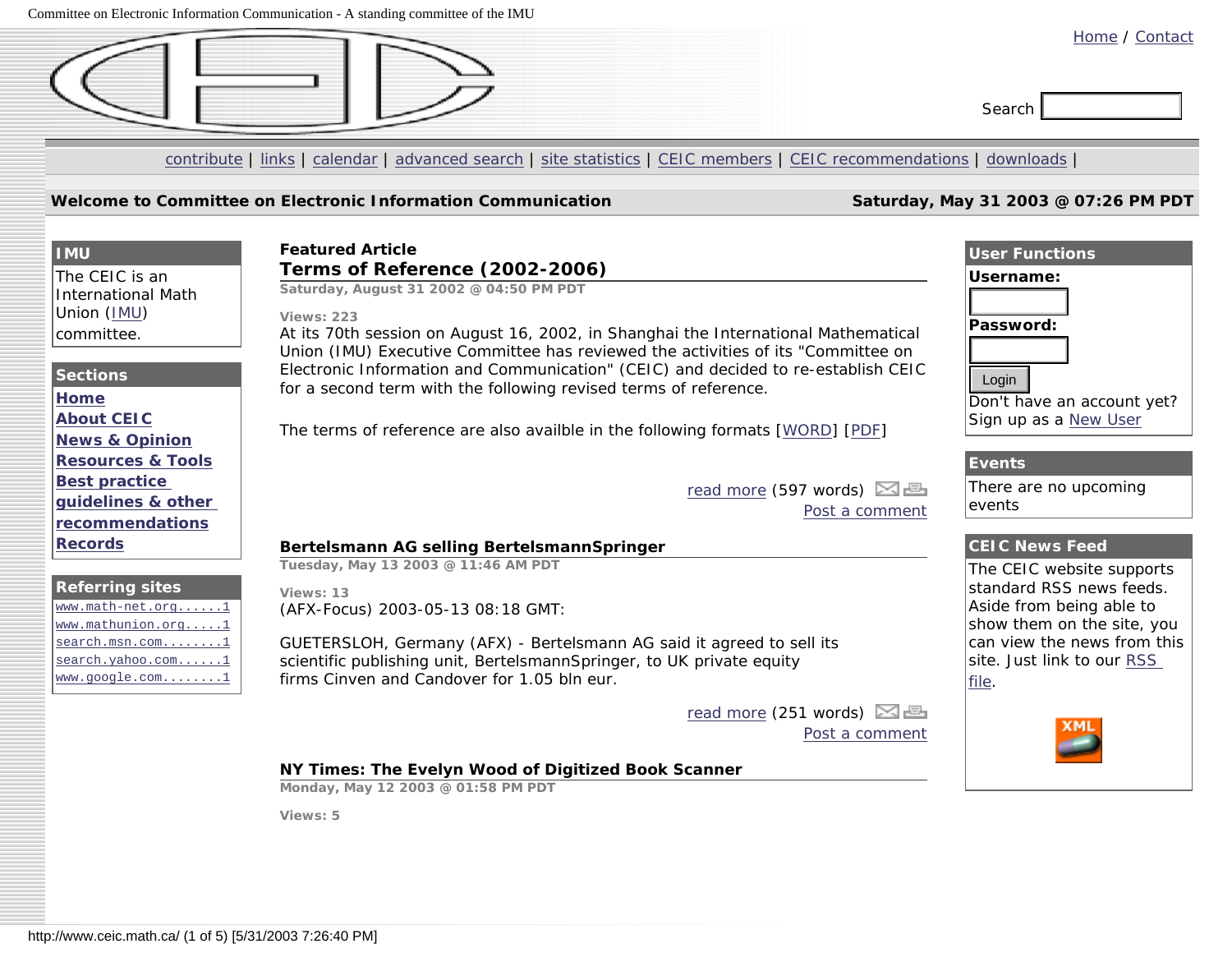Home / Contact

Search

contribute | links | calendar | advanced search | site statistics | CEIC members | CEIC recommendations | downloads |

**Welcome to Committee on Electronic Information Communication** — **Saturday, May 31 2003 @ 07:26 PM PDT**

**IMU**

The CEIC is an International Math Union (IMU) committee.

**Sections**

**Home**
**About CEIC**
**News & Opinion**
**Resources & Tools**
**Best practice guidelines & other recommendations**
**Records**

**Referring sites**

www.math-net.org......1
www.mathunion.org.....1
search.msn.com........1
search.yahoo.com......1
www.google.com........1

**Featured Article**

## Terms of Reference (2002-2006)

**Saturday, August 31 2002 @ 04:50 PM PDT**

**Views: 223**

At its 70th session on August 16, 2002, in Shanghai the International Mathematical Union (IMU) Executive Committee has reviewed the activities of its "Committee on Electronic Information and Communication" (CEIC) and decided to re-establish CEIC for a second term with the following revised terms of reference.

The terms of reference are also availble in the following formats [WORD] [PDF]

read more (597 words)
Post a comment

## Bertelsmann AG selling BertelsmannSpringer

**Tuesday, May 13 2003 @ 11:46 AM PDT**

**Views: 13**

(AFX-Focus) 2003-05-13 08:18 GMT:

GUETERSLOH, Germany (AFX) - Bertelsmann AG said it agreed to sell its scientific publishing unit, BertelsmannSpringer, to UK private equity firms Cinven and Candover for 1.05 bln eur.

read more (251 words)
Post a comment

## NY Times: The Evelyn Wood of Digitized Book Scanner

**Monday, May 12 2003 @ 01:58 PM PDT**

**Views: 5**

**User Functions**

**Username:**

**Password:**

Login

Don't have an account yet? Sign up as a New User

**Events**

There are no upcoming events

**CEIC News Feed**

The CEIC website supports standard RSS news feeds. Aside from being able to show them on the site, you can view the news from this site. Just link to our RSS file.

XML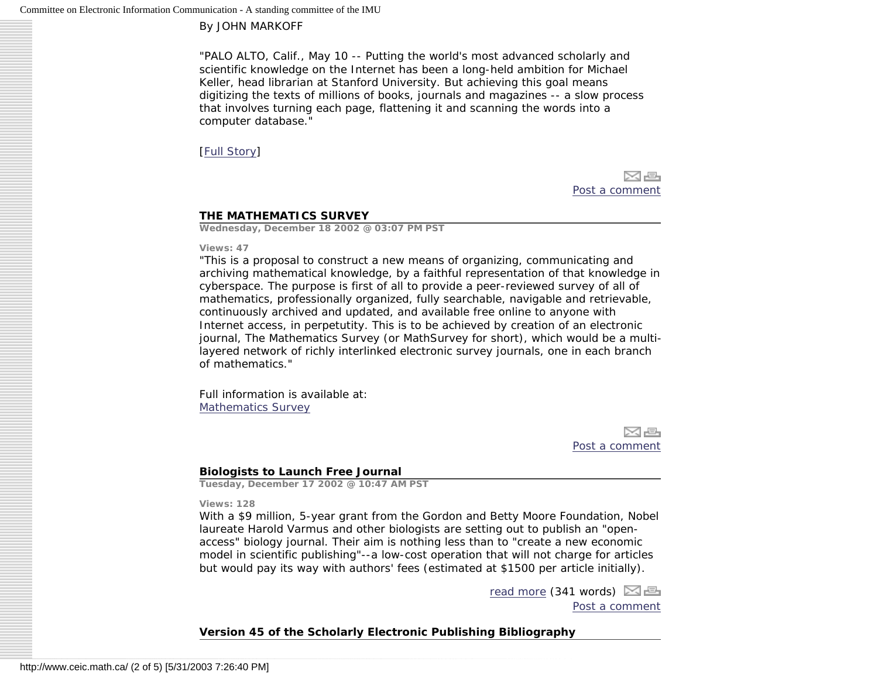By JOHN MARKOFF

"PALO ALTO, Calif., May 10 -- Putting the world's most advanced scholarly and scientific knowledge on the Internet has been a long-held ambition for Michael Keller, head librarian at Stanford University. But achieving this goal means digitizing the texts of millions of books, journals and magazines -- a slow process that involves turning each page, flattening it and scanning the words into a computer database."

[Full Story]

Post a comment

**THE MATHEMATICS SURVEY**

**Wednesday, December 18 2002 @ 03:07 PM PST**

**Views: 47**

"This is a proposal to construct a new means of organizing, communicating and archiving mathematical knowledge, by a faithful representation of that knowledge in cyberspace. The purpose is first of all to provide a peer-reviewed survey of all of mathematics, professionally organized, fully searchable, navigable and retrievable, continuously archived and updated, and available free online to anyone with Internet access, in perpetutity. This is to be achieved by creation of an electronic journal, The Mathematics Survey (or MathSurvey for short), which would be a multi-layered network of richly interlinked electronic survey journals, one in each branch of mathematics."

Full information is available at:
Mathematics Survey

Post a comment

**Biologists to Launch Free Journal**

**Tuesday, December 17 2002 @ 10:47 AM PST**

**Views: 128**

With a $9 million, 5-year grant from the Gordon and Betty Moore Foundation, Nobel laureate Harold Varmus and other biologists are setting out to publish an "open-access" biology journal. Their aim is nothing less than to "create a new economic model in scientific publishing"--a low-cost operation that will not charge for articles but would pay its way with authors' fees (estimated at $1500 per article initially).

read more (341 words)

Post a comment

**Version 45 of the Scholarly Electronic Publishing Bibliography**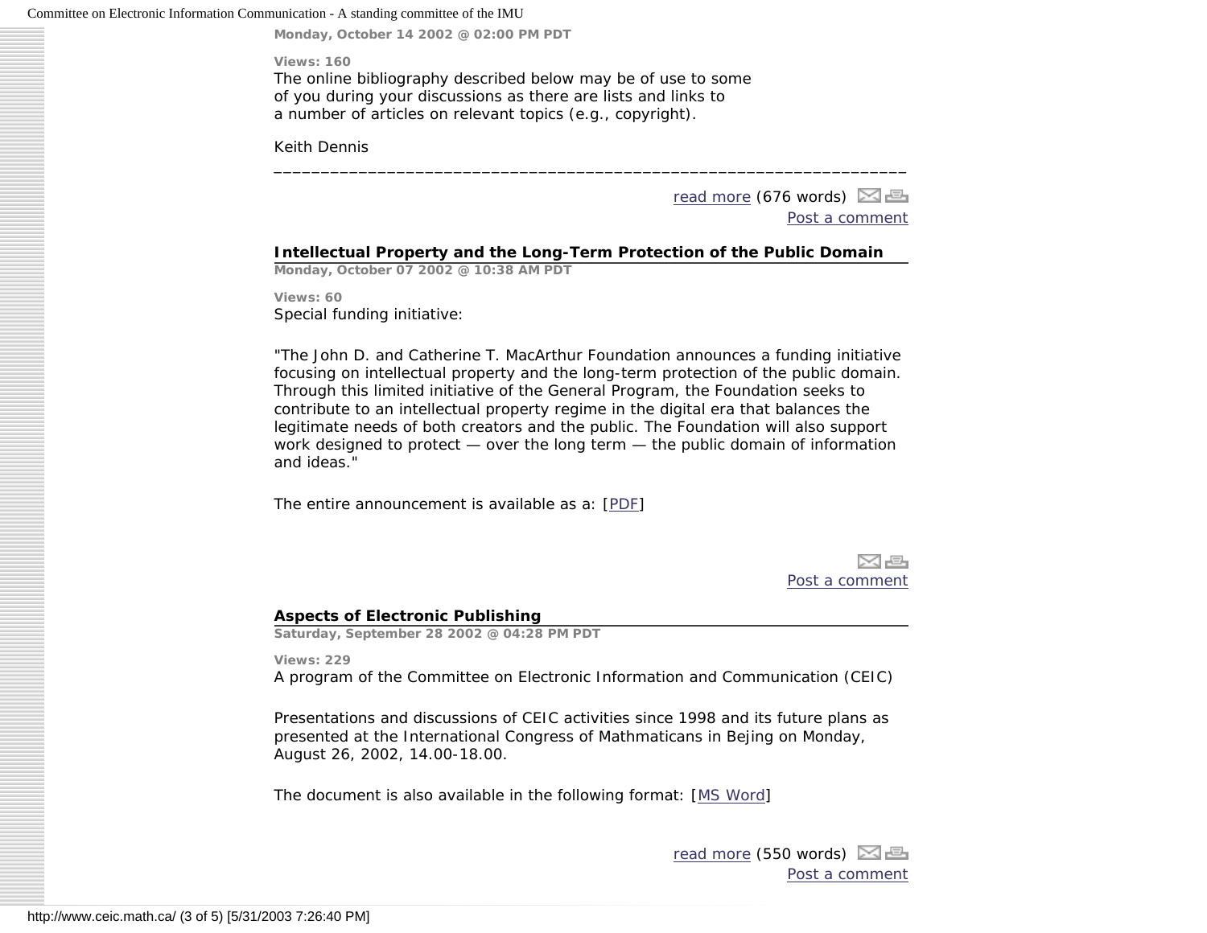**Monday, October 14 2002 @ 02:00 PM PDT**

**Views: 160**

The online bibliography described below may be of use to some of you during your discussions as there are lists and links to a number of articles on relevant topics (e.g., copyright).

Keith Dennis

___________________________________________________________________

read more (676 words)

Post a comment

### Intellectual Property and the Long-Term Protection of the Public Domain

**Monday, October 07 2002 @ 10:38 AM PDT**

**Views: 60**

Special funding initiative:

"The John D. and Catherine T. MacArthur Foundation announces a funding initiative focusing on intellectual property and the long-term protection of the public domain. Through this limited initiative of the General Program, the Foundation seeks to contribute to an intellectual property regime in the digital era that balances the legitimate needs of both creators and the public. The Foundation will also support work designed to protect — over the long term — the public domain of information and ideas."

The entire announcement is available as a: [PDF]

Post a comment

### Aspects of Electronic Publishing

**Saturday, September 28 2002 @ 04:28 PM PDT**

**Views: 229**

A program of the Committee on Electronic Information and Communication (CEIC)

Presentations and discussions of CEIC activities since 1998 and its future plans as presented at the International Congress of Mathmaticans in Bejing on Monday, August 26, 2002, 14.00-18.00.

The document is also available in the following format: [MS Word]

read more (550 words)

Post a comment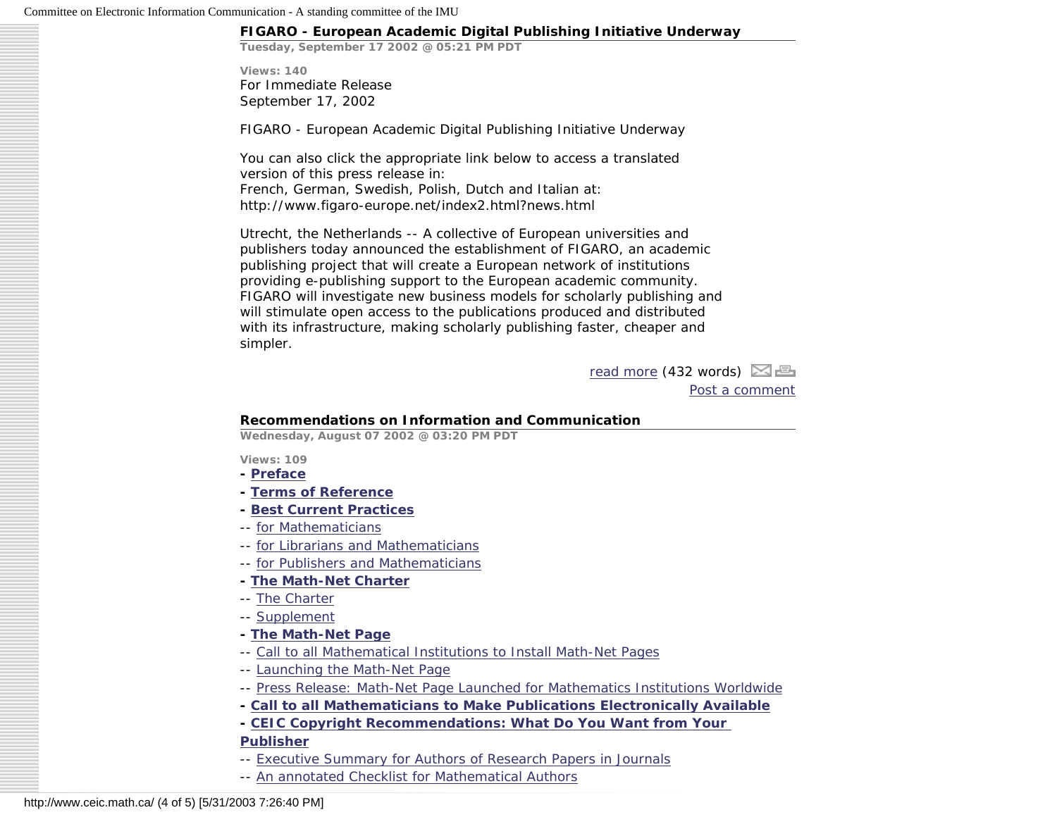## FIGARO - European Academic Digital Publishing Initiative Underway

**Tuesday, September 17 2002 @ 05:21 PM PDT**

**Views: 140**

For Immediate Release
September 17, 2002

FIGARO - European Academic Digital Publishing Initiative Underway

You can also click the appropriate link below to access a translated version of this press release in:
French, German, Swedish, Polish, Dutch and Italian at:
http://www.figaro-europe.net/index2.html?news.html

Utrecht, the Netherlands -- A collective of European universities and publishers today announced the establishment of FIGARO, an academic publishing project that will create a European network of institutions providing e-publishing support to the European academic community. FIGARO will investigate new business models for scholarly publishing and will stimulate open access to the publications produced and distributed with its infrastructure, making scholarly publishing faster, cheaper and simpler.

read more (432 words)

Post a comment

## Recommendations on Information and Communication

**Wednesday, August 07 2002 @ 03:20 PM PDT**

**Views: 109**

- **Preface**
- **Terms of Reference**
- **Best Current Practices**
  - for Mathematicians
  - for Librarians and Mathematicians
  - for Publishers and Mathematicians
- **The Math-Net Charter**
  - The Charter
  - Supplement
- **The Math-Net Page**
  - Call to all Mathematical Institutions to Install Math-Net Pages
  - Launching the Math-Net Page
  - Press Release: Math-Net Page Launched for Mathematics Institutions Worldwide
- **Call to all Mathematicians to Make Publications Electronically Available**
- **CEIC Copyright Recommendations: What Do You Want from Your Publisher**
  - Executive Summary for Authors of Research Papers in Journals
  - An annotated Checklist for Mathematical Authors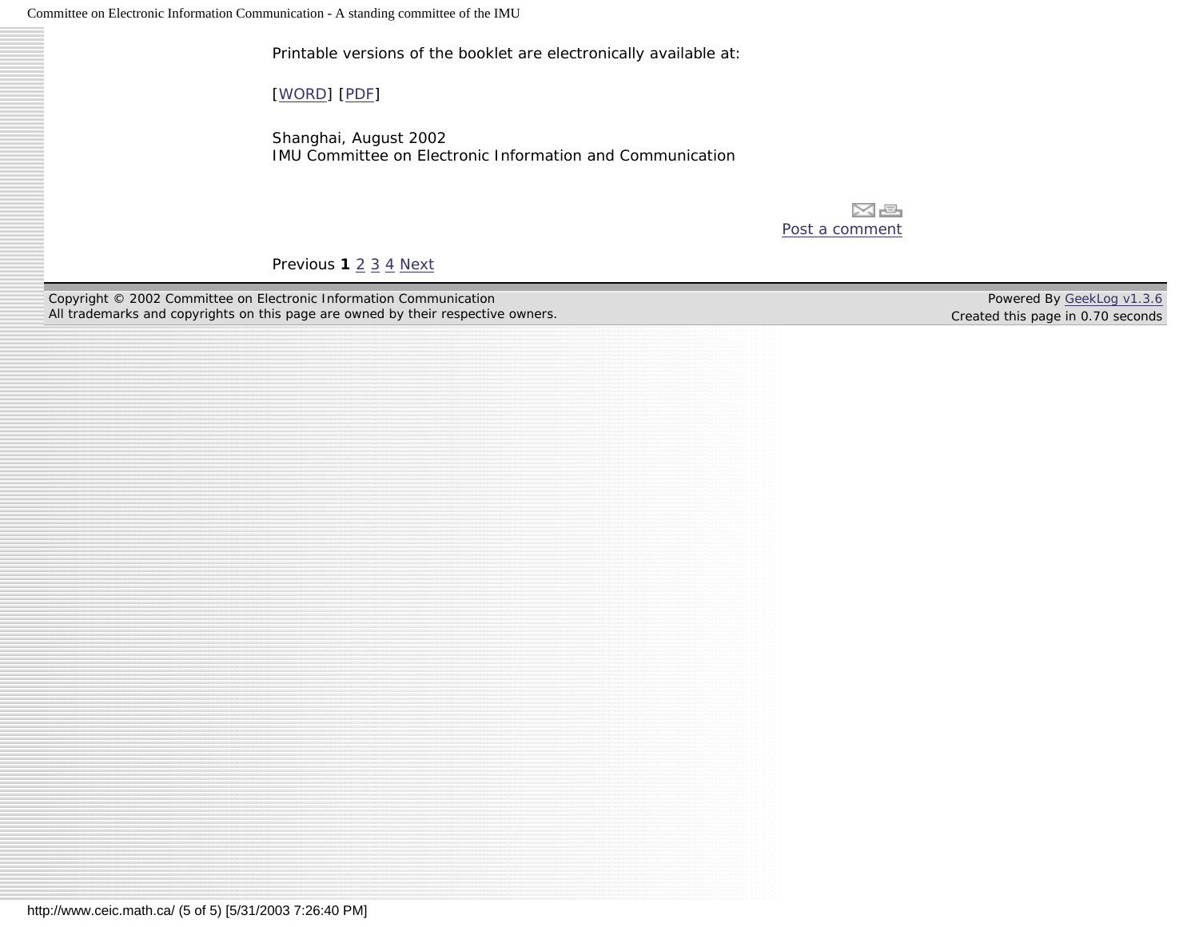Printable versions of the booklet are electronically available at:

[WORD] [PDF]

Shanghai, August 2002
IMU Committee on Electronic Information and Communication

Post a comment

Previous **1** 2 3 4 Next

Copyright © 2002 Committee on Electronic Information Communication
All trademarks and copyrights on this page are owned by their respective owners.

Powered By GeekLog v1.3.6
Created this page in 0.70 seconds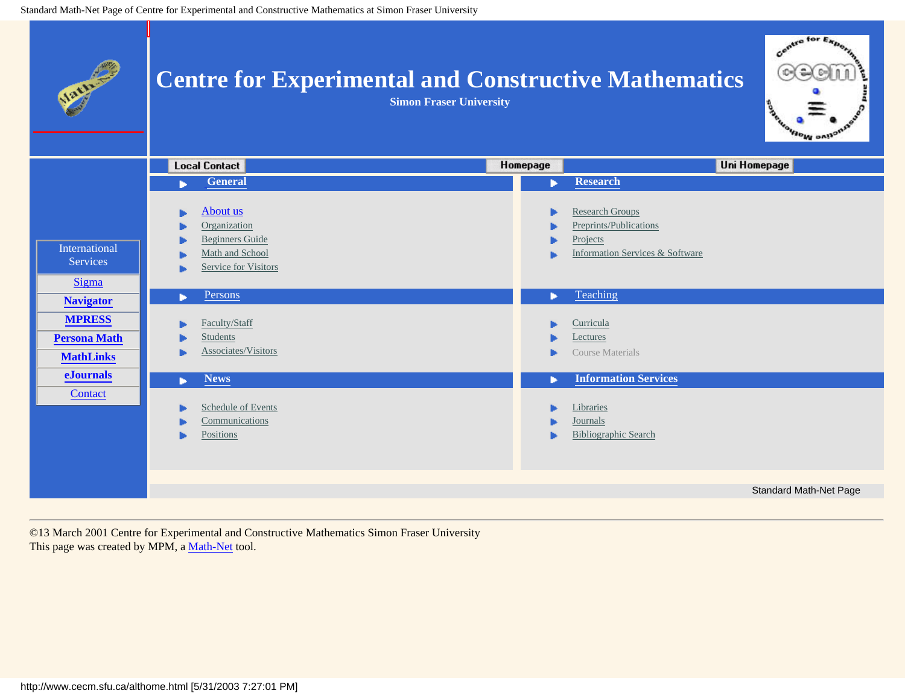# Centre for Experimental and Constructive Mathematics

**Simon Fraser University**

Local Contact | Homepage | Uni Homepage

International Services

- Sigma
- Navigator
- MPRESS
- Persona Math
- MathLinks
- eJournals
- Contact

## General

- About us
- Organization
- Beginners Guide
- Math and School
- Service for Visitors

## Research

- Research Groups
- Preprints/Publications
- Projects
- Information Services & Software

## Persons

- Faculty/Staff
- Students
- Associates/Visitors

## Teaching

- Curricula
- Lectures
- Course Materials

## News

- Schedule of Events
- Communications
- Positions

## Information Services

- Libraries
- Journals
- Bibliographic Search

Standard Math-Net Page

---

©13 March 2001 Centre for Experimental and Constructive Mathematics Simon Fraser University
This page was created by MPM, a Math-Net tool.